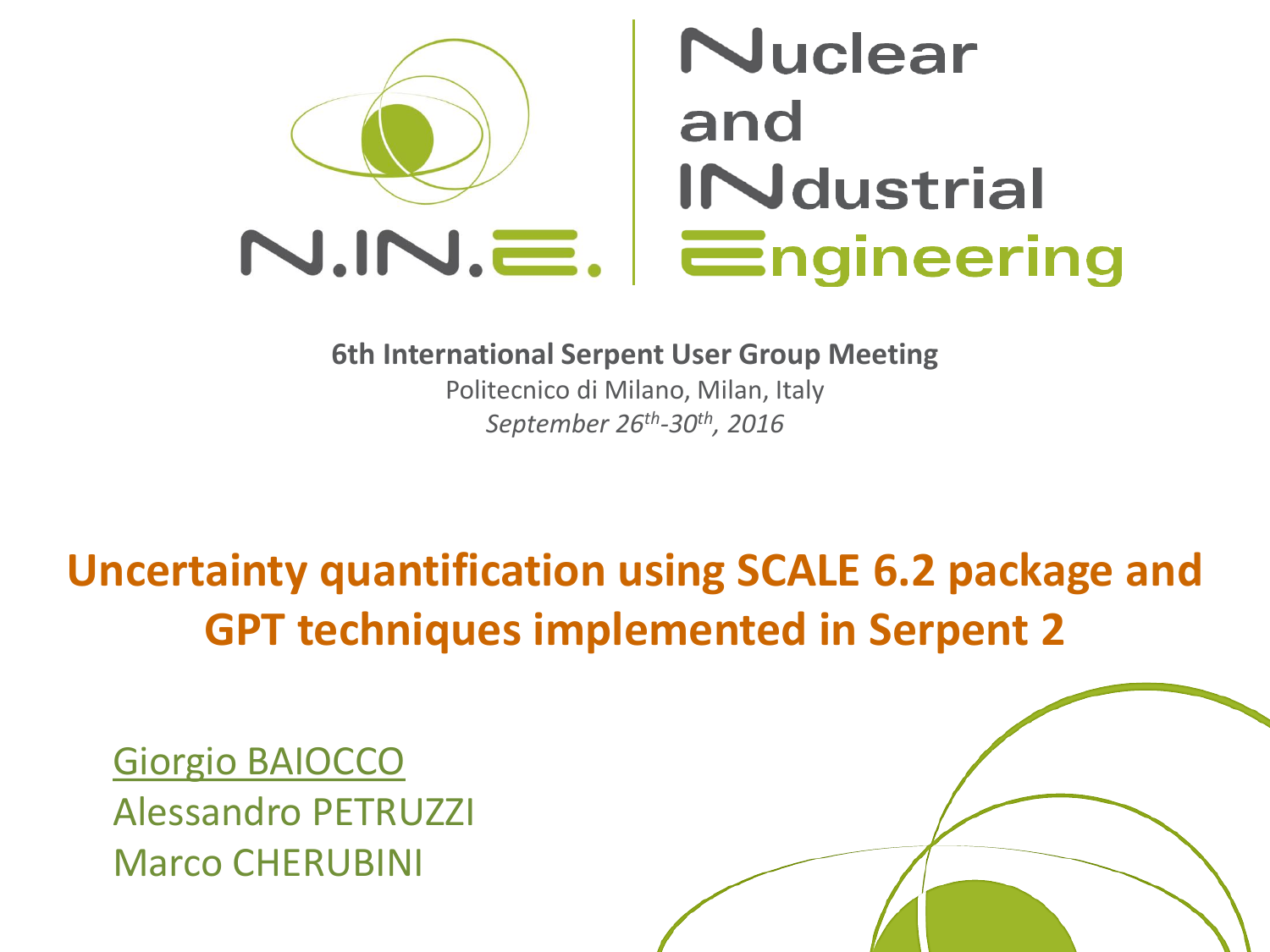Nuclear and INdustrial Engineering

N.IN.E.

**6th International Serpent User Group Meeting**

Politecnico di Milano, Milan, Italy

*September 26th-30th, 2016*

# Uncertainty quantification using SCALE 6.2 package and GPT techniques implemented in Serpent 2

Giorgio BAIOCCO

Alessandro PETRUZZI

Marco CHERUBINI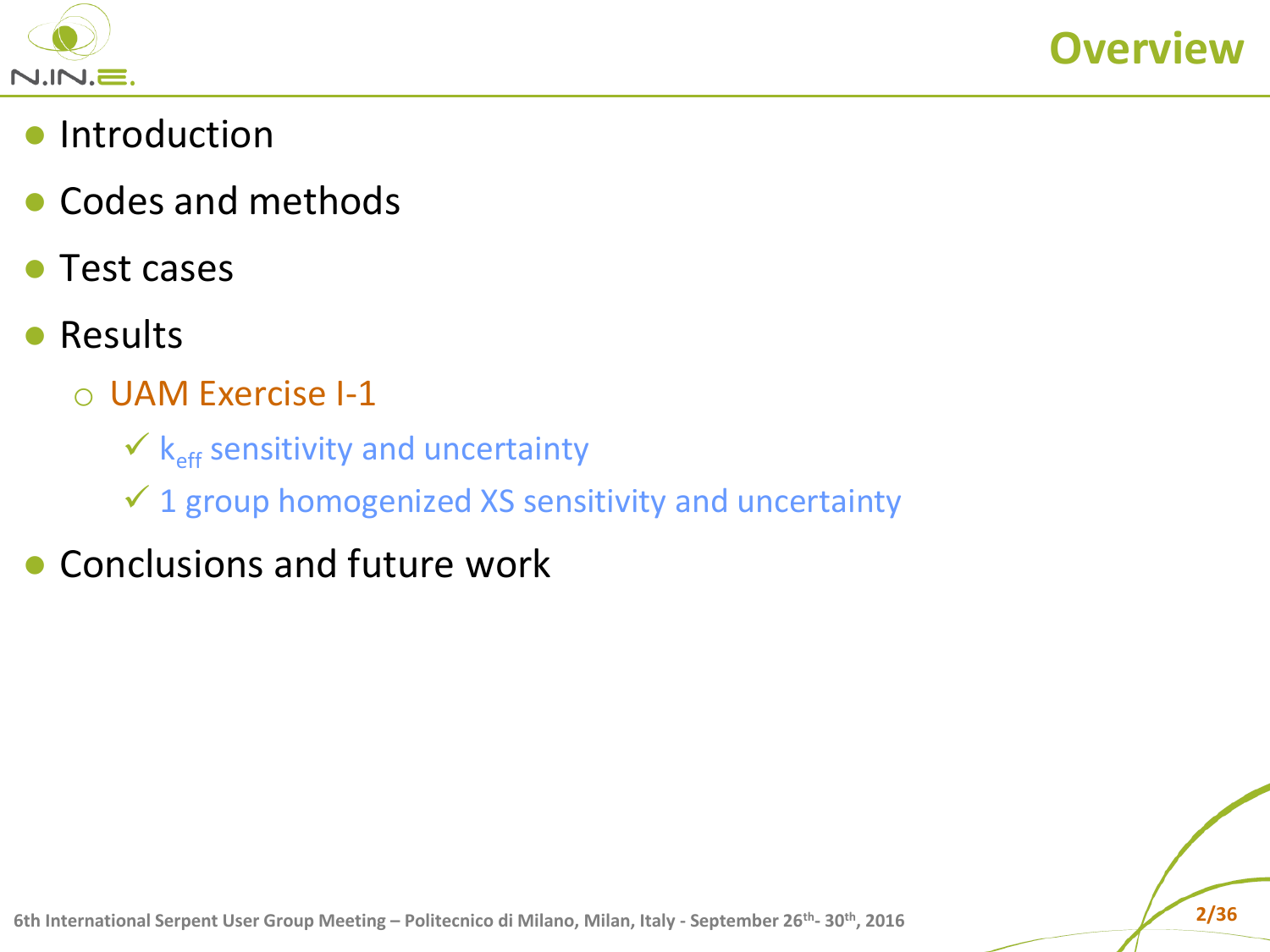# Overview

- Introduction
- Codes and methods
- Test cases
- Results
  - UAM Exercise I-1
    - ✓ $k_{eff}$ sensitivity and uncertainty
    - ✓ 1 group homogenized XS sensitivity and uncertainty
- Conclusions and future work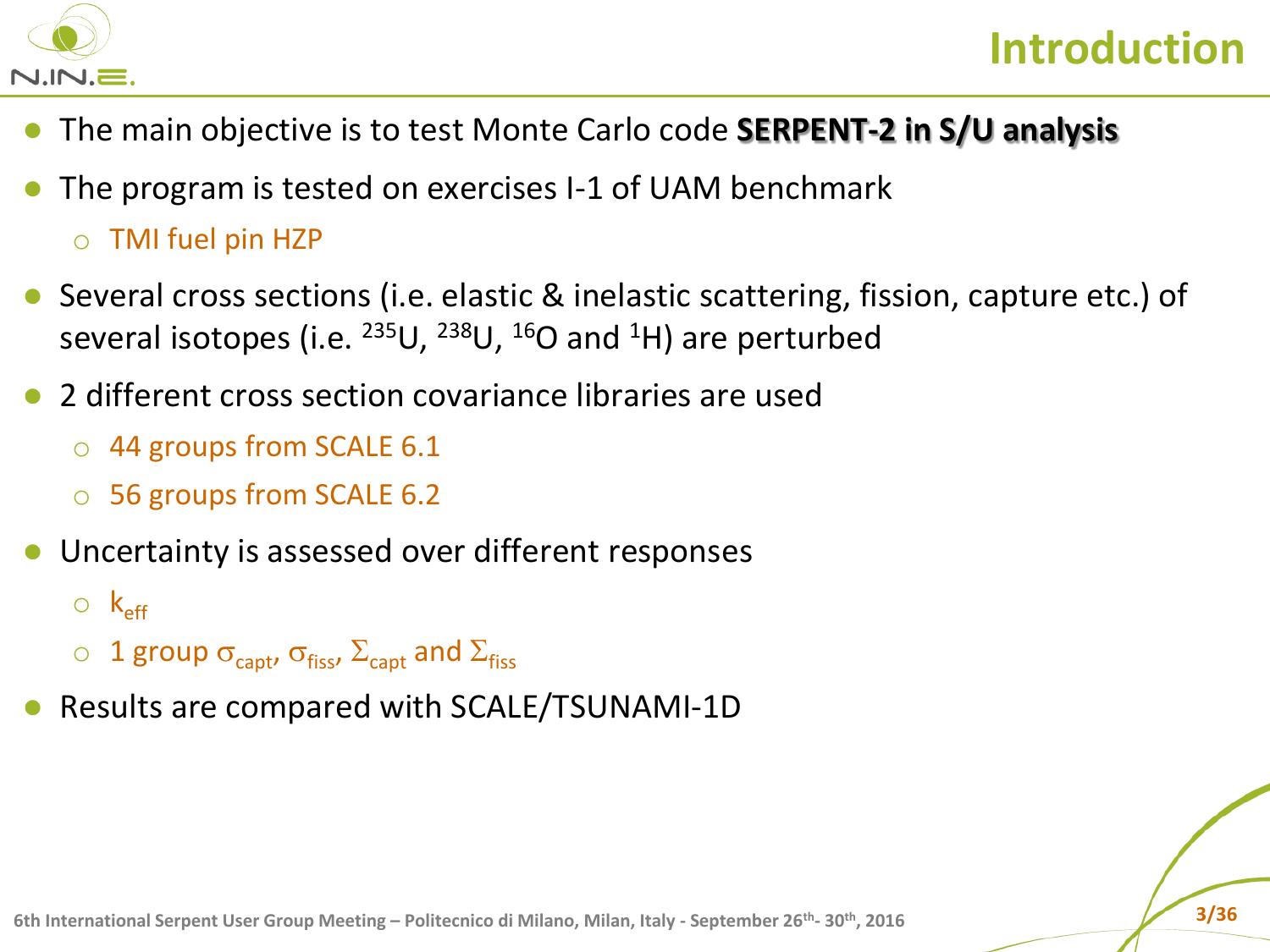# Introduction

- The main objective is to test Monte Carlo code **SERPENT-2 in S/U analysis**
- The program is tested on exercises I-1 of UAM benchmark
  - TMI fuel pin HZP
- Several cross sections (i.e. elastic & inelastic scattering, fission, capture etc.) of several isotopes (i.e. $^{235}U$, $^{238}U$, $^{16}O$ and $^{1}H$) are perturbed
- 2 different cross section covariance libraries are used
  - 44 groups from SCALE 6.1
  - 56 groups from SCALE 6.2
- Uncertainty is assessed over different responses
  - $k_{eff}$
  - 1 group $\sigma_{capt}$, $\sigma_{fiss}$, $\Sigma_{capt}$ and $\Sigma_{fiss}$
- Results are compared with SCALE/TSUNAMI-1D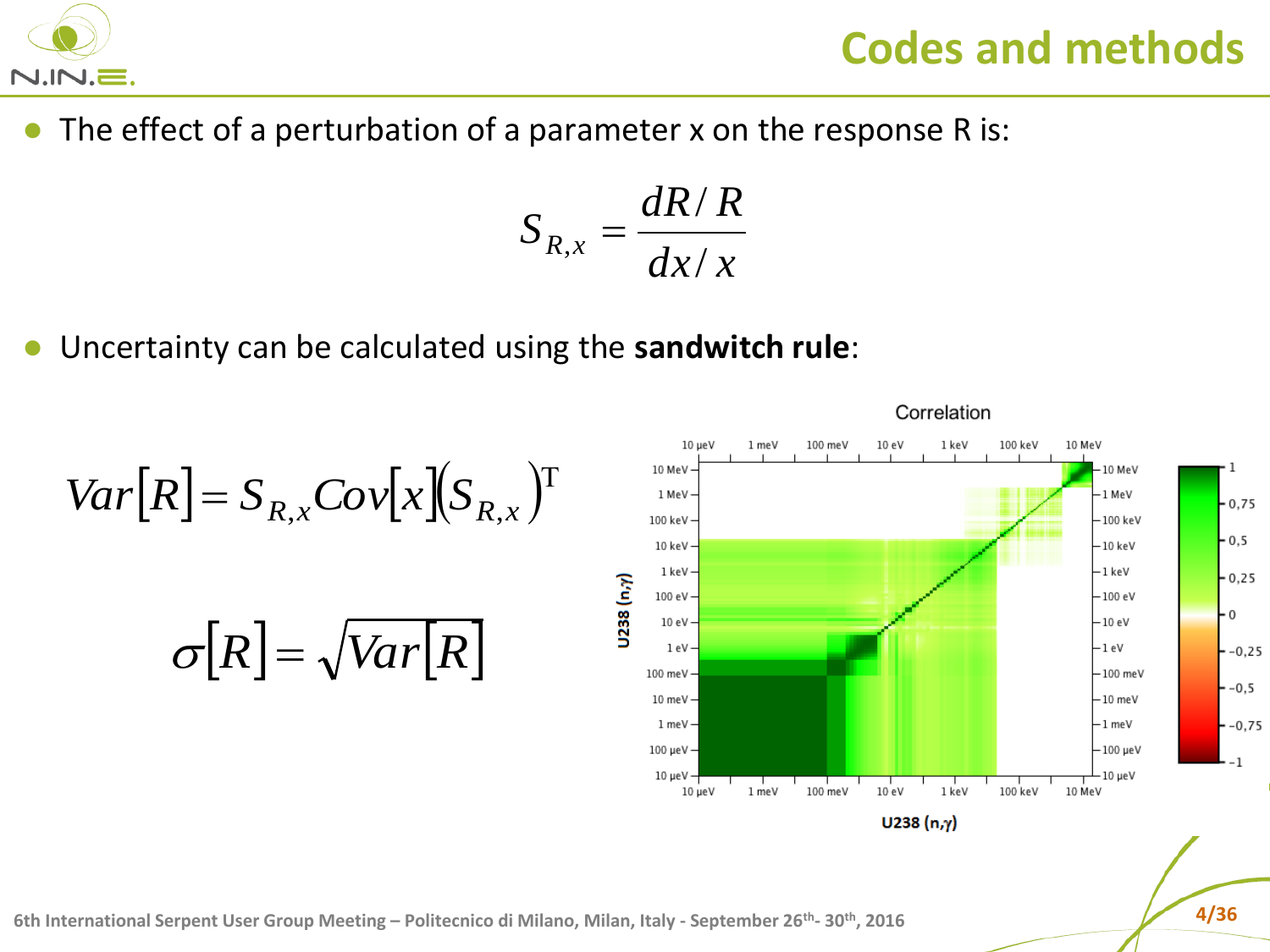# Codes and methods

- The effect of a perturbation of a parameter x on the response R is:

$$S_{R,x} = \frac{dR/R}{dx/x}$$

- Uncertainty can be calculated using the **sandwitch rule**:

$$Var[R] = S_{R,x} Cov[x] (S_{R,x})^{T}$$

$$\sigma[R] = \sqrt{Var[R]}$$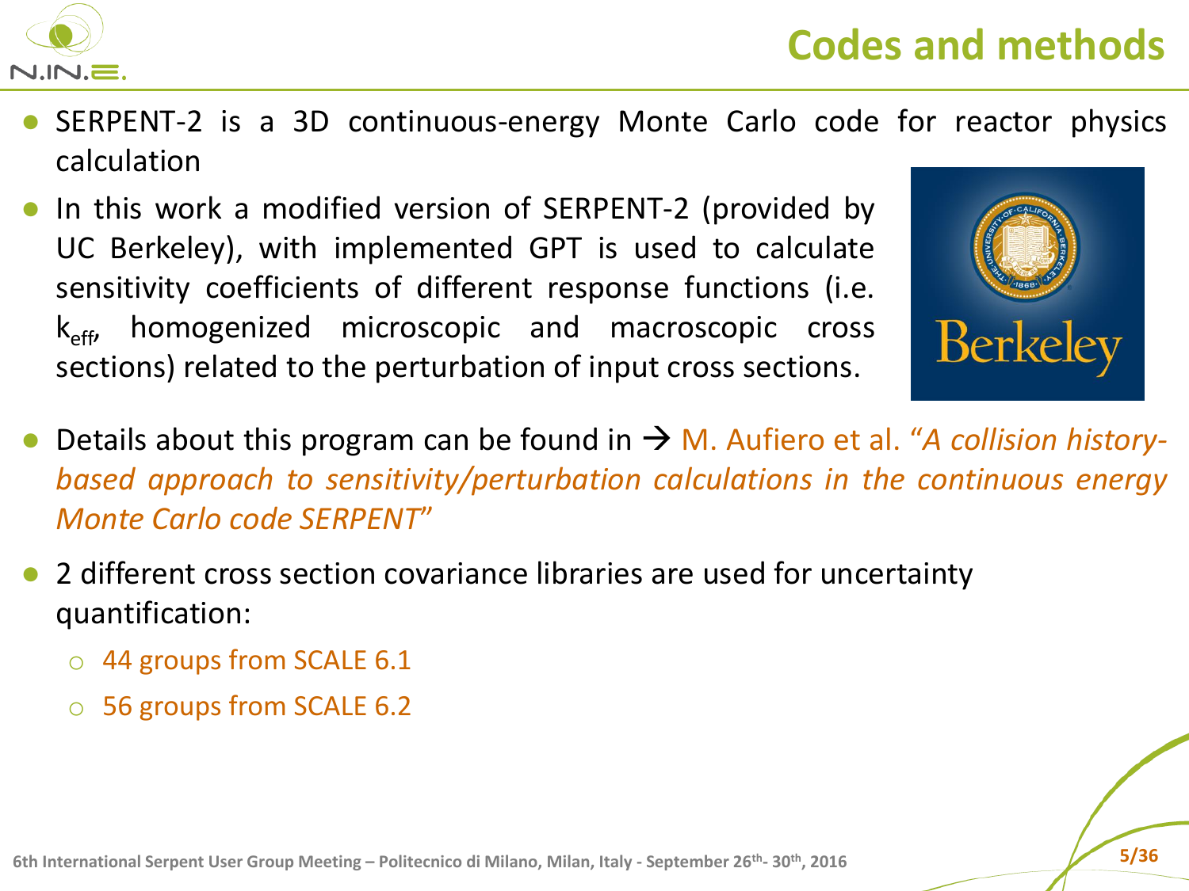# Codes and methods

- SERPENT-2 is a 3D continuous-energy Monte Carlo code for reactor physics calculation
- In this work a modified version of SERPENT-2 (provided by UC Berkeley), with implemented GPT is used to calculate sensitivity coefficients of different response functions (i.e. $k_{eff}$, homogenized microscopic and macroscopic cross sections) related to the perturbation of input cross sections.
- Details about this program can be found in → M. Aufiero et al. "*A collision history-based approach to sensitivity/perturbation calculations in the continuous energy Monte Carlo code SERPENT*"
- 2 different cross section covariance libraries are used for uncertainty quantification:
  - 44 groups from SCALE 6.1
  - 56 groups from SCALE 6.2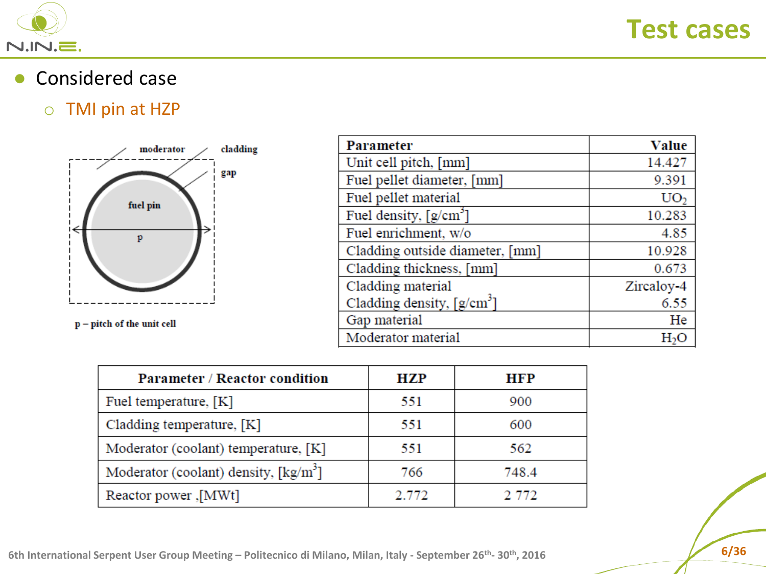# Test cases

- Considered case
  - TMI pin at HZP

moderator

cladding

gap

fuel pin

p

p – pitch of the unit cell

| Parameter | Value |
|---|---|
| Unit cell pitch, [mm] | 14.427 |
| Fuel pellet diameter, [mm] | 9.391 |
| Fuel pellet material | $UO_2$ |
| Fuel density, [g/cm$^3$] | 10.283 |
| Fuel enrichment, w/o | 4.85 |
| Cladding outside diameter, [mm] | 10.928 |
| Cladding thickness, [mm] | 0.673 |
| Cladding material<br>Cladding density, [g/cm$^3$] | Zircaloy-4<br>6.55 |
| Gap material | He |
| Moderator material | $H_2O$ |

| Parameter / Reactor condition | HZP | HFP |
|---|---|---|
| Fuel temperature, [K] | 551 | 900 |
| Cladding temperature, [K] | 551 | 600 |
| Moderator (coolant) temperature, [K] | 551 | 562 |
| Moderator (coolant) density, [kg/m$^3$] | 766 | 748.4 |
| Reactor power ,[MWt] | 2.772 | 2 772 |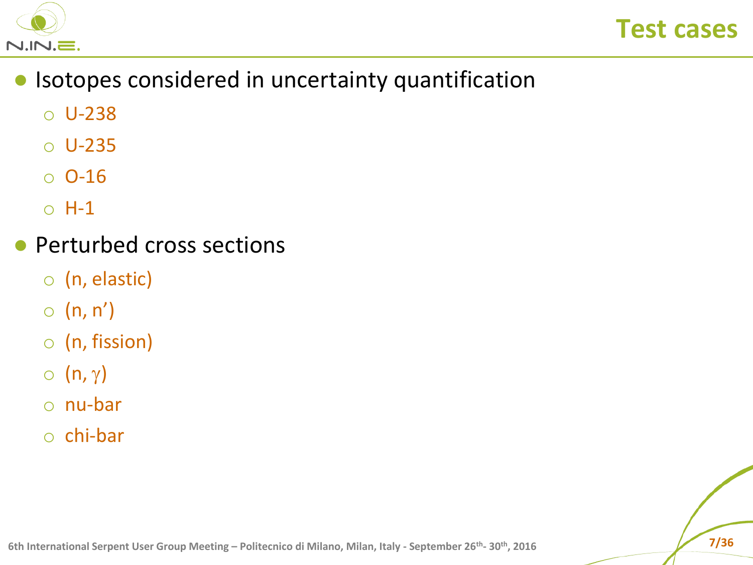# Test cases

- Isotopes considered in uncertainty quantification
  - U-238
  - U-235
  - O-16
  - H-1
- Perturbed cross sections
  - (n, elastic)
  - (n, n')
  - (n, fission)
  - (n, $\gamma$)
  - nu-bar
  - chi-bar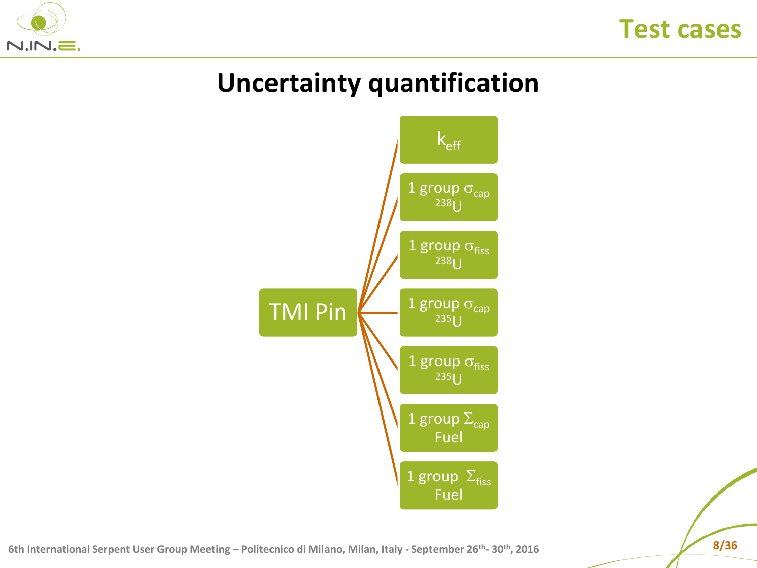# Test cases

## Uncertainty quantification

TMI Pin

- $k_{eff}$
- 1 group $\sigma_{cap}$ $^{238}U$
- 1 group $\sigma_{fiss}$ $^{238}U$
- 1 group $\sigma_{cap}$ $^{235}U$
- 1 group $\sigma_{fiss}$ $^{235}U$
- 1 group $\Sigma_{cap}$ Fuel
- 1 group $\Sigma_{fiss}$ Fuel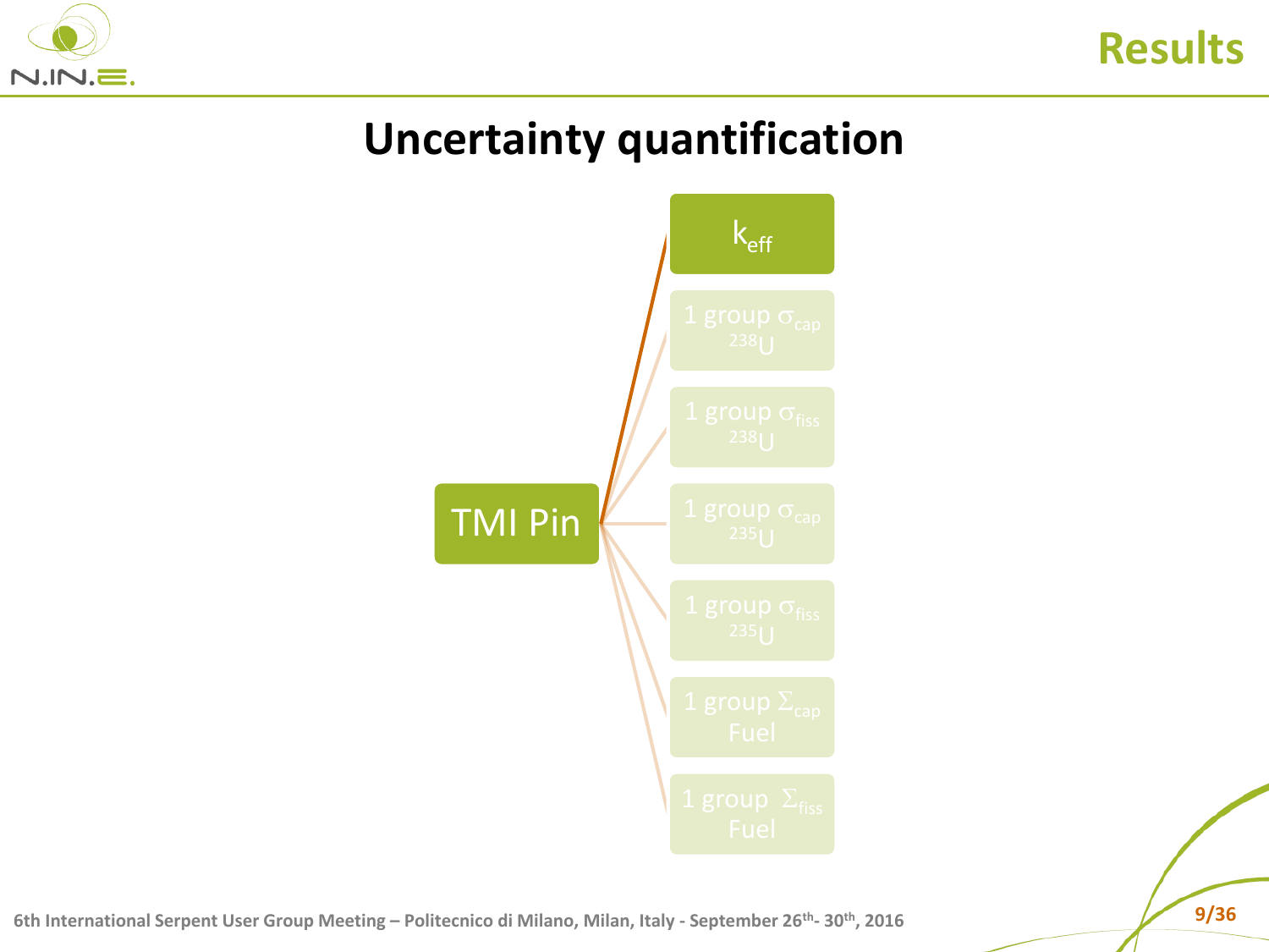## Uncertainty quantification

- TMI Pin
  - $k_{eff}$
  - 1 group $\sigma_{cap}$ $^{238}U$
  - 1 group $\sigma_{fiss}$ $^{238}U$
  - 1 group $\sigma_{cap}$ $^{235}U$
  - 1 group $\sigma_{fiss}$ $^{235}U$
  - 1 group $\Sigma_{cap}$ Fuel
  - 1 group $\Sigma_{fiss}$ Fuel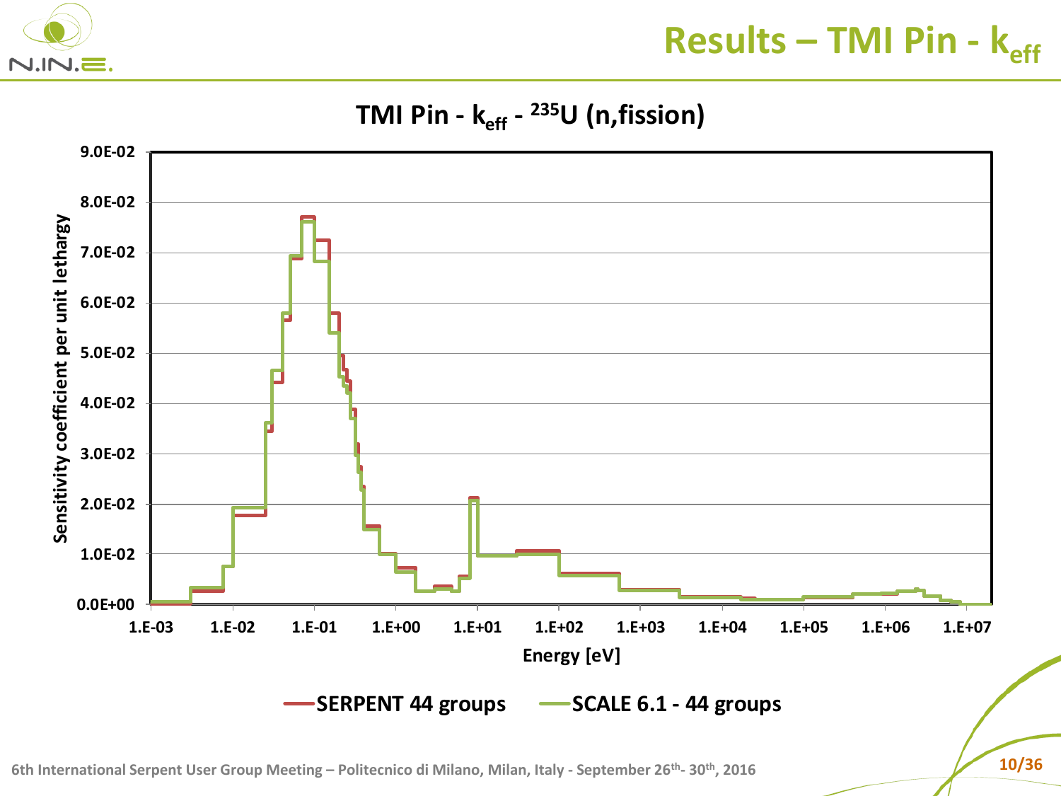# Results – TMI Pin - $k_{eff}$

**TMI Pin - $k_{eff}$ - $^{235}U$ (n,fission)**

Sensitivity coefficient per unit lethargy

Energy [eV]

SERPENT 44 groups — SCALE 6.1 - 44 groups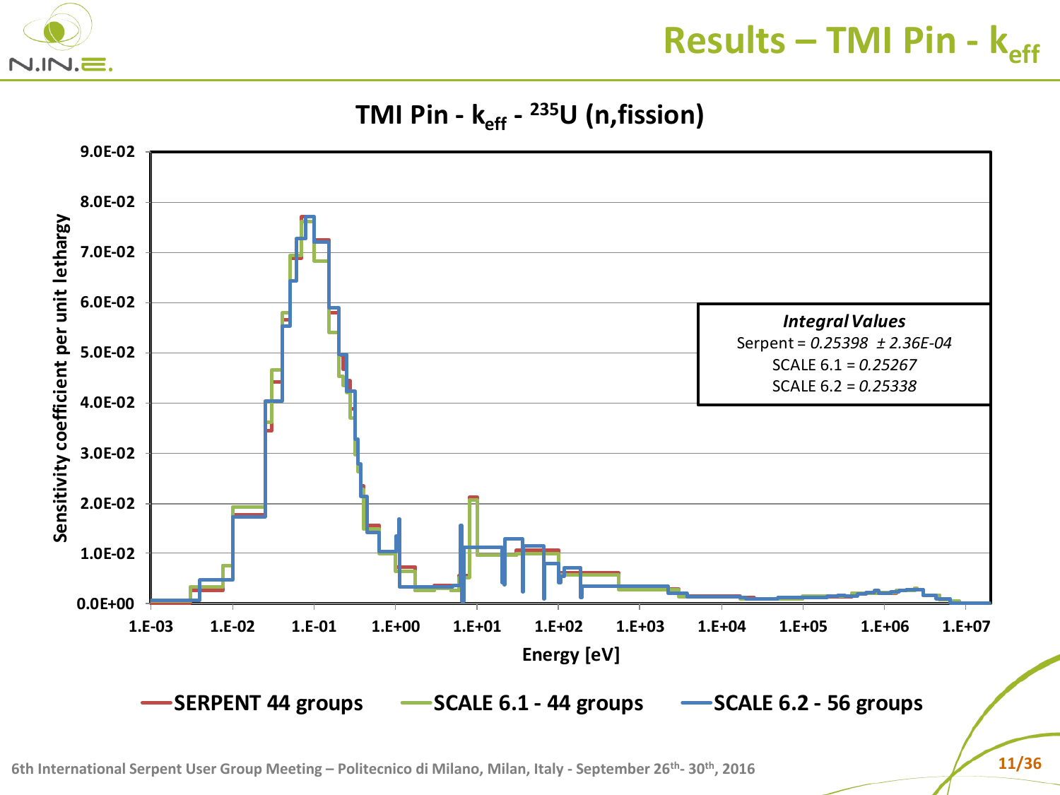# Results – TMI Pin - $k_{eff}$

## TMI Pin - $k_{eff}$ - $^{235}U$ (n,fission)

*Integral Values*

Serpent = *0.25398 ± 2.36E-04*

SCALE 6.1 = *0.25267*

SCALE 6.2 = *0.25338*

Sensitivity coefficient per unit lethargy

Energy [eV]

SERPENT 44 groups — SCALE 6.1 - 44 groups — SCALE 6.2 - 56 groups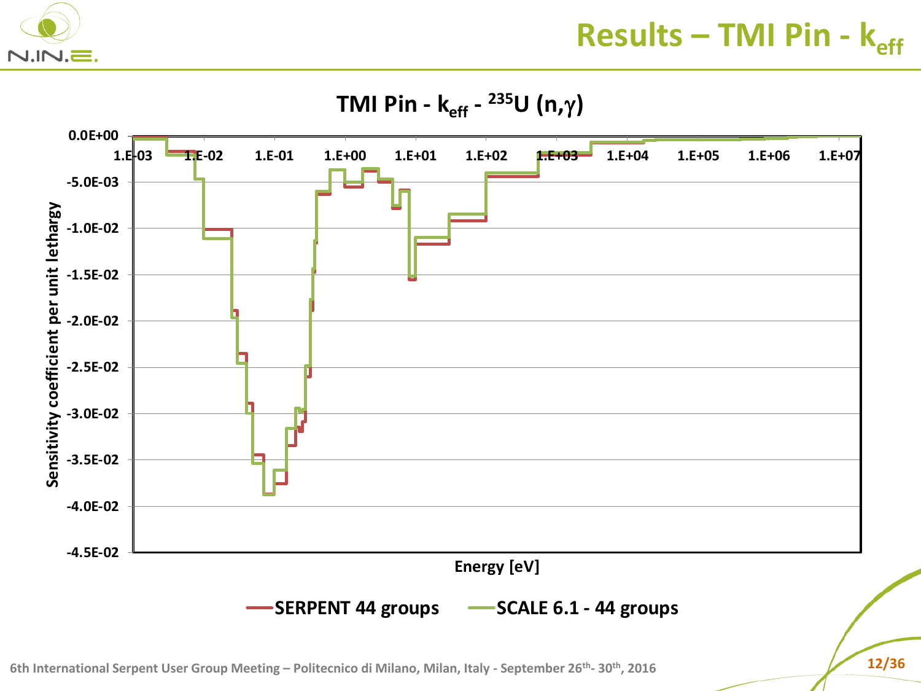# Results – TMI Pin - $k_{eff}$

**TMI Pin - $k_{eff}$ - $^{235}U$ (n,$\gamma$)**

Sensitivity coefficient per unit lethargy

Energy [eV]

SERPENT 44 groups — SCALE 6.1 - 44 groups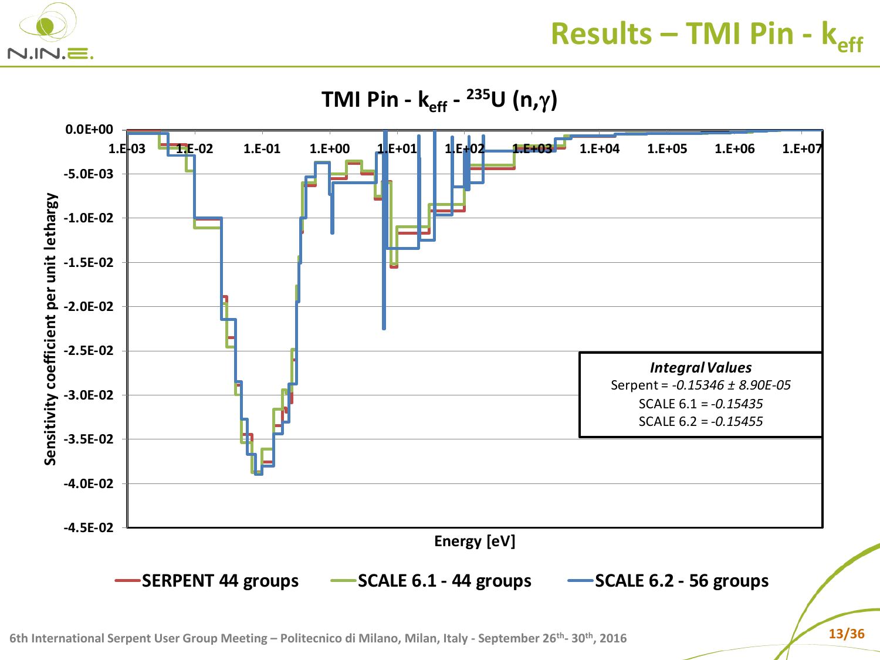# Results – TMI Pin - $k_{eff}$

## TMI Pin - $k_{eff}$ - $^{235}U$ (n,$\gamma$)

Sensitivity coefficient per unit lethargy vs. Energy [eV]

Legend: SERPENT 44 groups; SCALE 6.1 - 44 groups; SCALE 6.2 - 56 groups

***Integral Values***

Serpent = *-0.15346 ± 8.90E-05*

SCALE 6.1 = *-0.15435*

SCALE 6.2 = *-0.15455*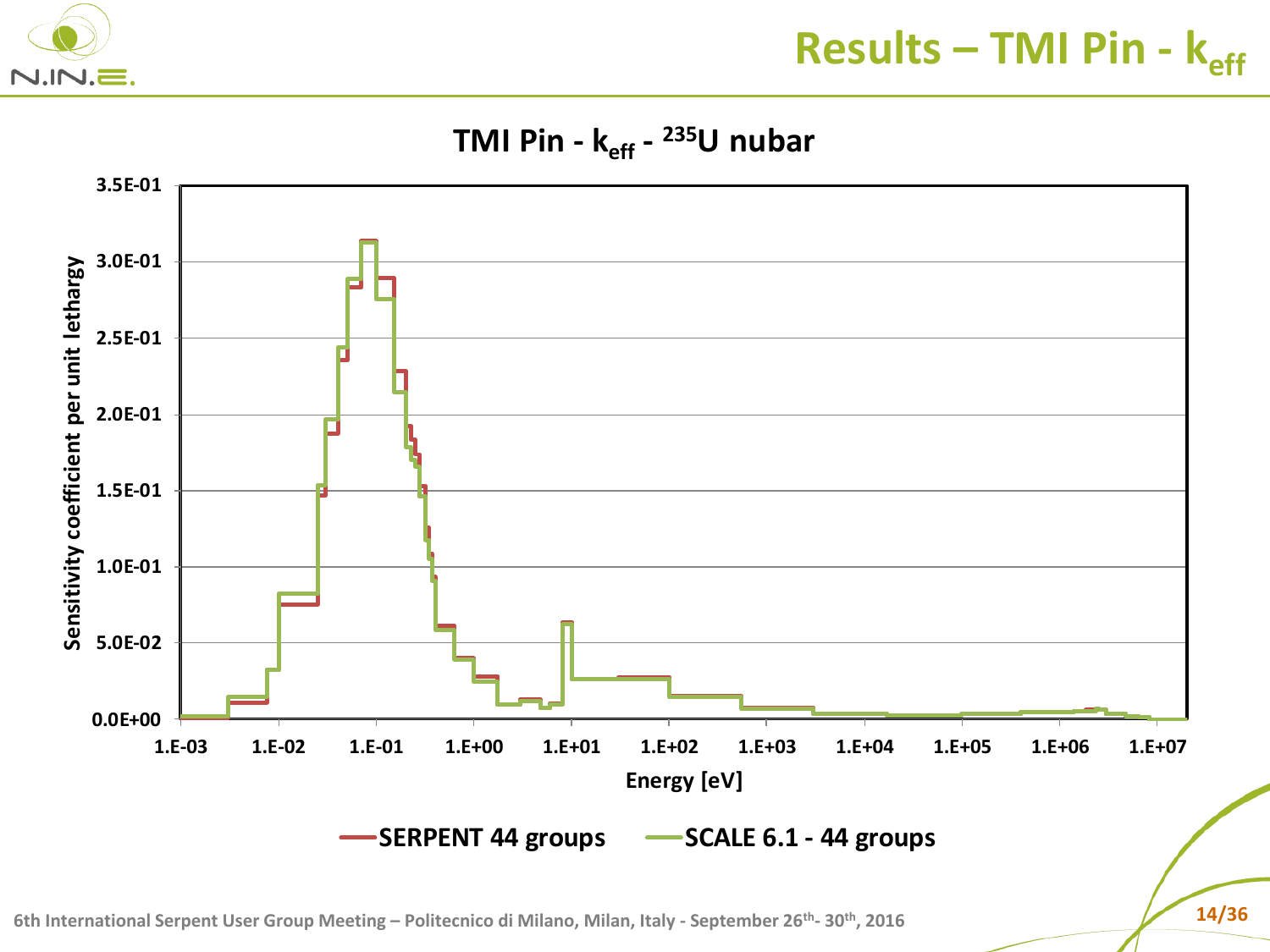# Results – TMI Pin - $k_{eff}$

## TMI Pin - $k_{eff}$ - $^{235}$U nubar

Sensitivity coefficient per unit lethargy

3.5E-01
3.0E-01
2.5E-01
2.0E-01
1.5E-01
1.0E-01
5.0E-02
0.0E+00

1.E-03 1.E-02 1.E-01 1.E+00 1.E+01 1.E+02 1.E+03 1.E+04 1.E+05 1.E+06 1.E+07

Energy [eV]

SERPENT 44 groups — SCALE 6.1 - 44 groups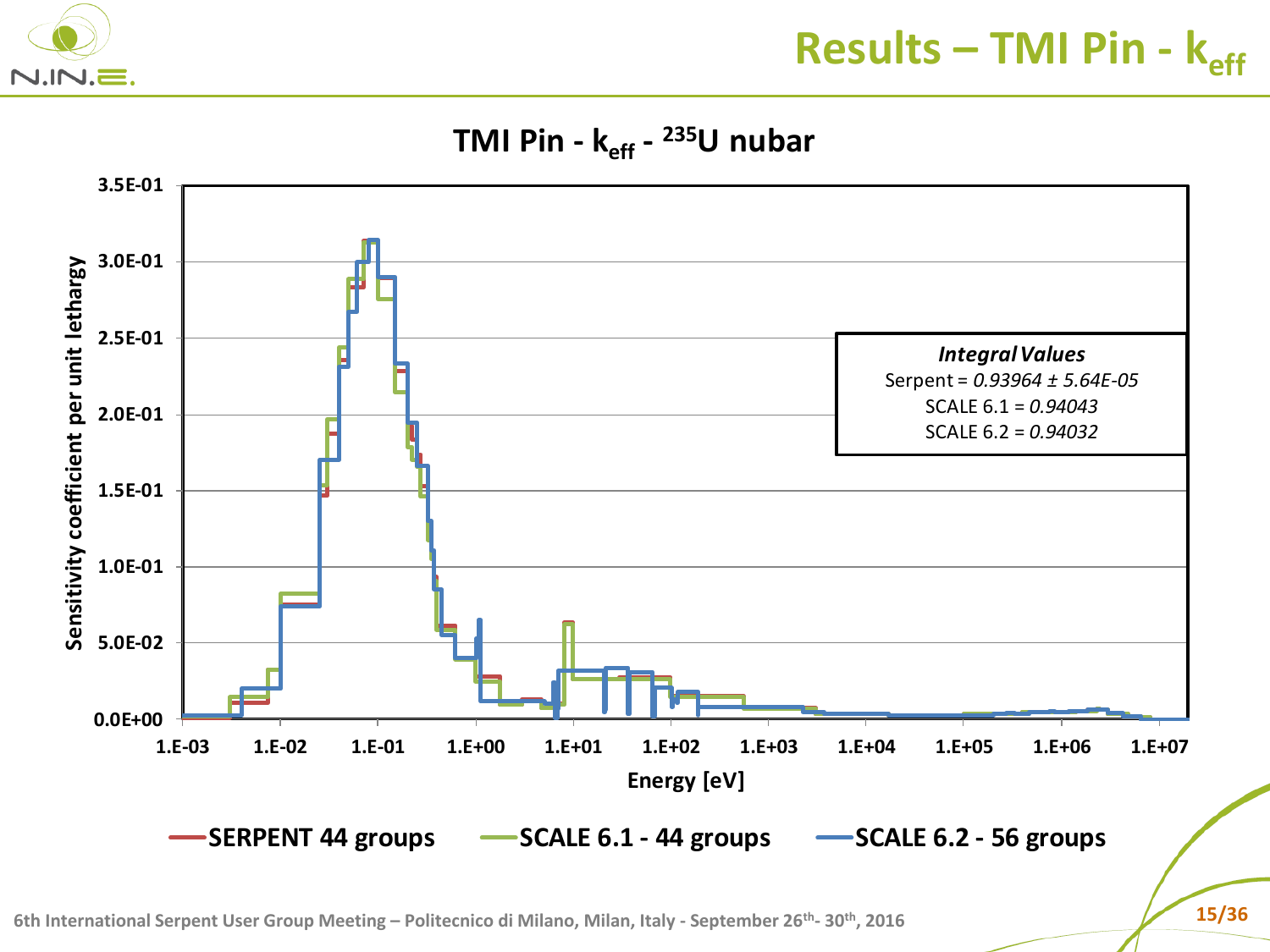# Results – TMI Pin - $k_{eff}$

## TMI Pin - $k_{eff}$ - $^{235}$U nubar

Sensitivity coefficient per unit lethargy vs. Energy [eV]

Legend: SERPENT 44 groups; SCALE 6.1 - 44 groups; SCALE 6.2 - 56 groups

**Integral Values**

Serpent = *0.93964 ± 5.64E-05*

SCALE 6.1 = *0.94043*

SCALE 6.2 = *0.94032*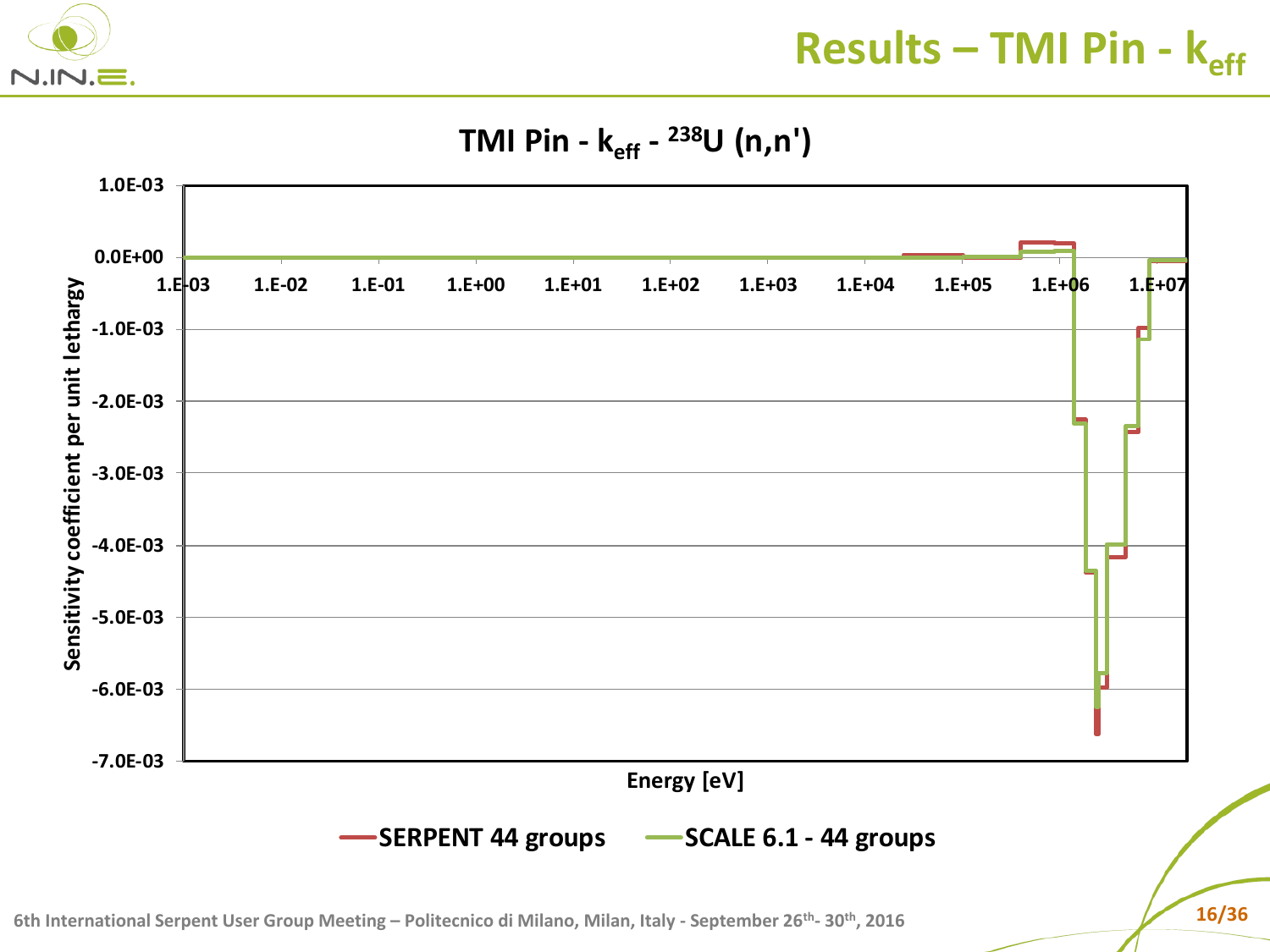# Results – TMI Pin - $k_{eff}$

## TMI Pin - $k_{eff}$ - $^{238}$U (n,n')

Sensitivity coefficient per unit lethargy

1.0E-03, 0.0E+00, -1.0E-03, -2.0E-03, -3.0E-03, -4.0E-03, -5.0E-03, -6.0E-03, -7.0E-03

1.E-03, 1.E-02, 1.E-01, 1.E+00, 1.E+01, 1.E+02, 1.E+03, 1.E+04, 1.E+05, 1.E+06, 1.E+07

Energy [eV]

SERPENT 44 groups — SCALE 6.1 - 44 groups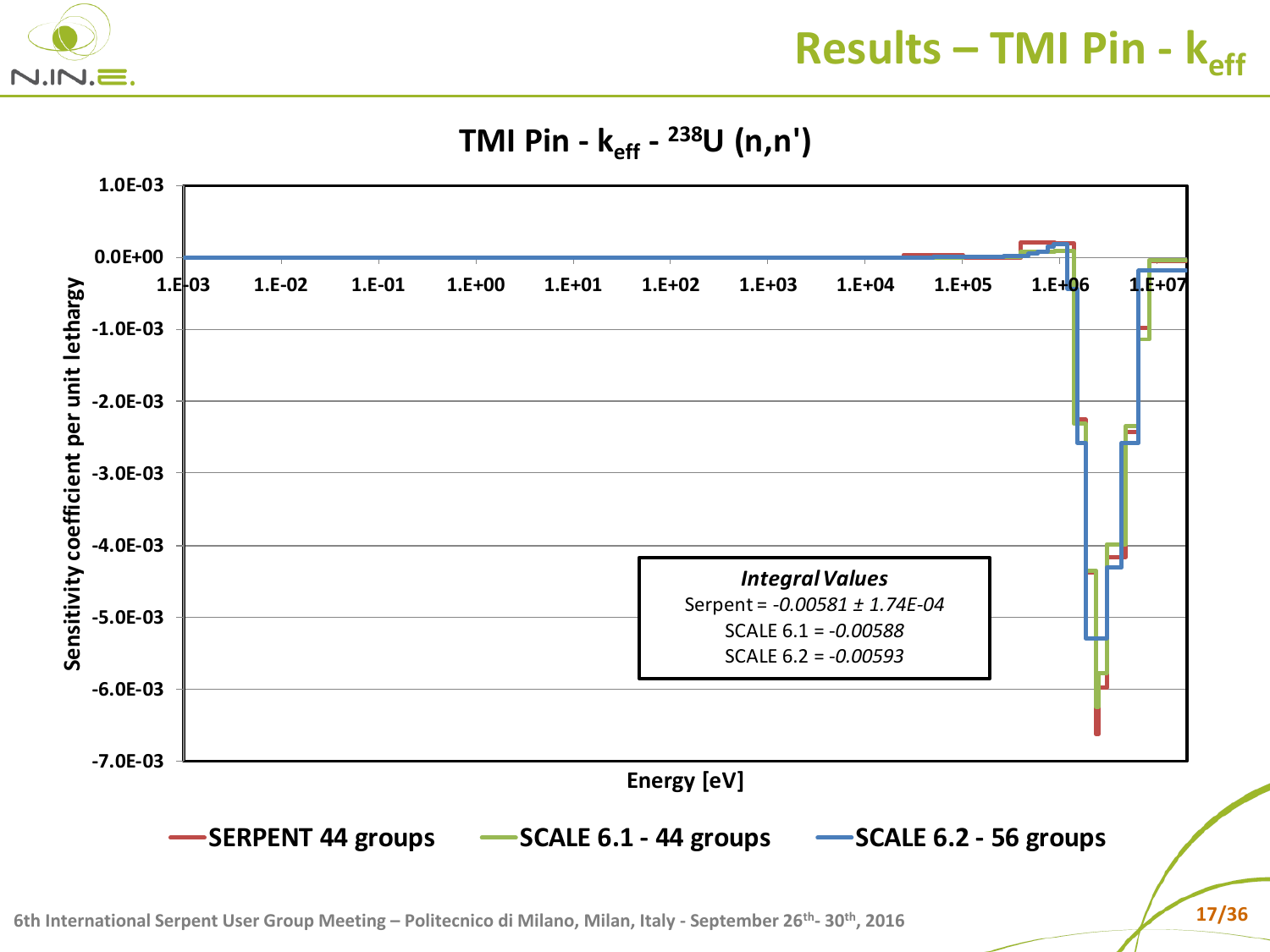# Results – TMI Pin - $k_{eff}$

## TMI Pin - $k_{eff}$ - $^{238}$U (n,n')

| Integral Values | |
|---|---|
| Serpent | *-0.00581 ± 1.74E-04* |
| SCALE 6.1 | *-0.00588* |
| SCALE 6.2 | *-0.00593* |

Sensitivity coefficient per unit lethargy vs. Energy [eV]

Legend: SERPENT 44 groups; SCALE 6.1 - 44 groups; SCALE 6.2 - 56 groups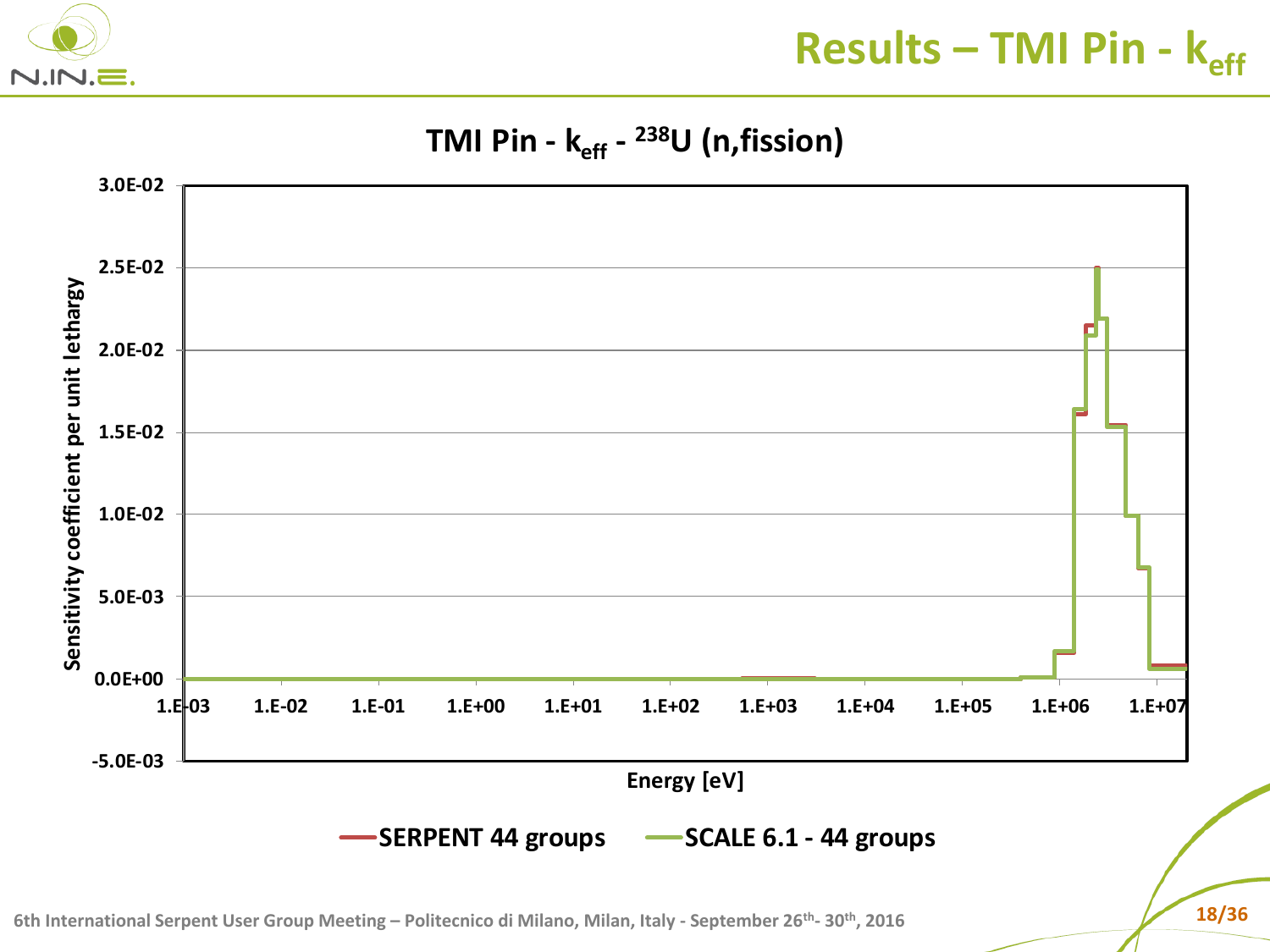# Results – TMI Pin - $k_{eff}$

## TMI Pin - $k_{eff}$ - $^{238}$U (n,fission)

Sensitivity coefficient per unit lethargy

Energy [eV]

SERPENT 44 groups — SCALE 6.1 - 44 groups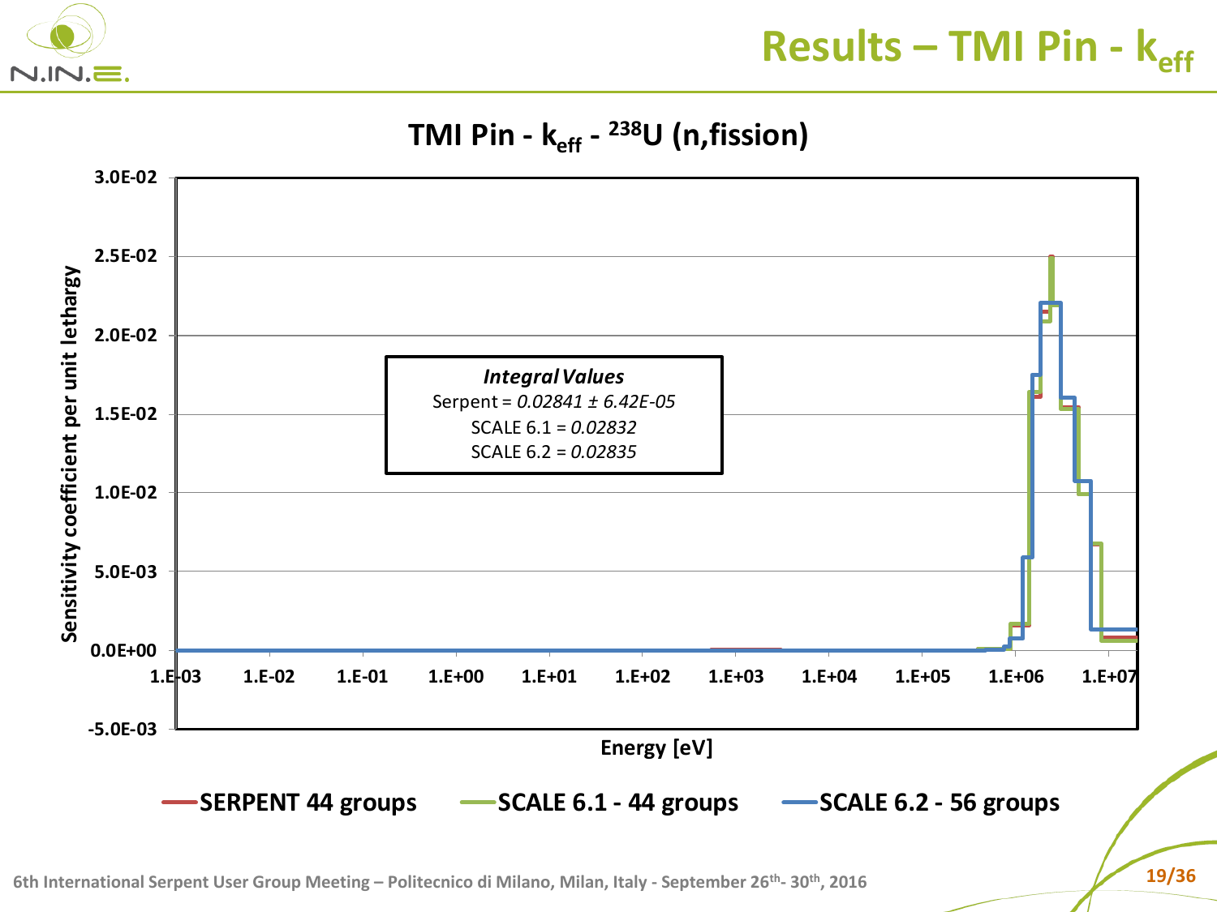# Results – TMI Pin - $k_{eff}$

## TMI Pin - $k_{eff}$ - $^{238}U$ (n,fission)

*Integral Values*

Serpent = *0.02841 ± 6.42E-05*

SCALE 6.1 = *0.02832*

SCALE 6.2 = *0.02835*

Sensitivity coefficient per unit lethargy (y-axis: -5.0E-03 to 3.0E-02) vs. Energy [eV] (x-axis: 1.E-03 to 1.E+07)

**SERPENT 44 groups** — **SCALE 6.1 - 44 groups** — **SCALE 6.2 - 56 groups**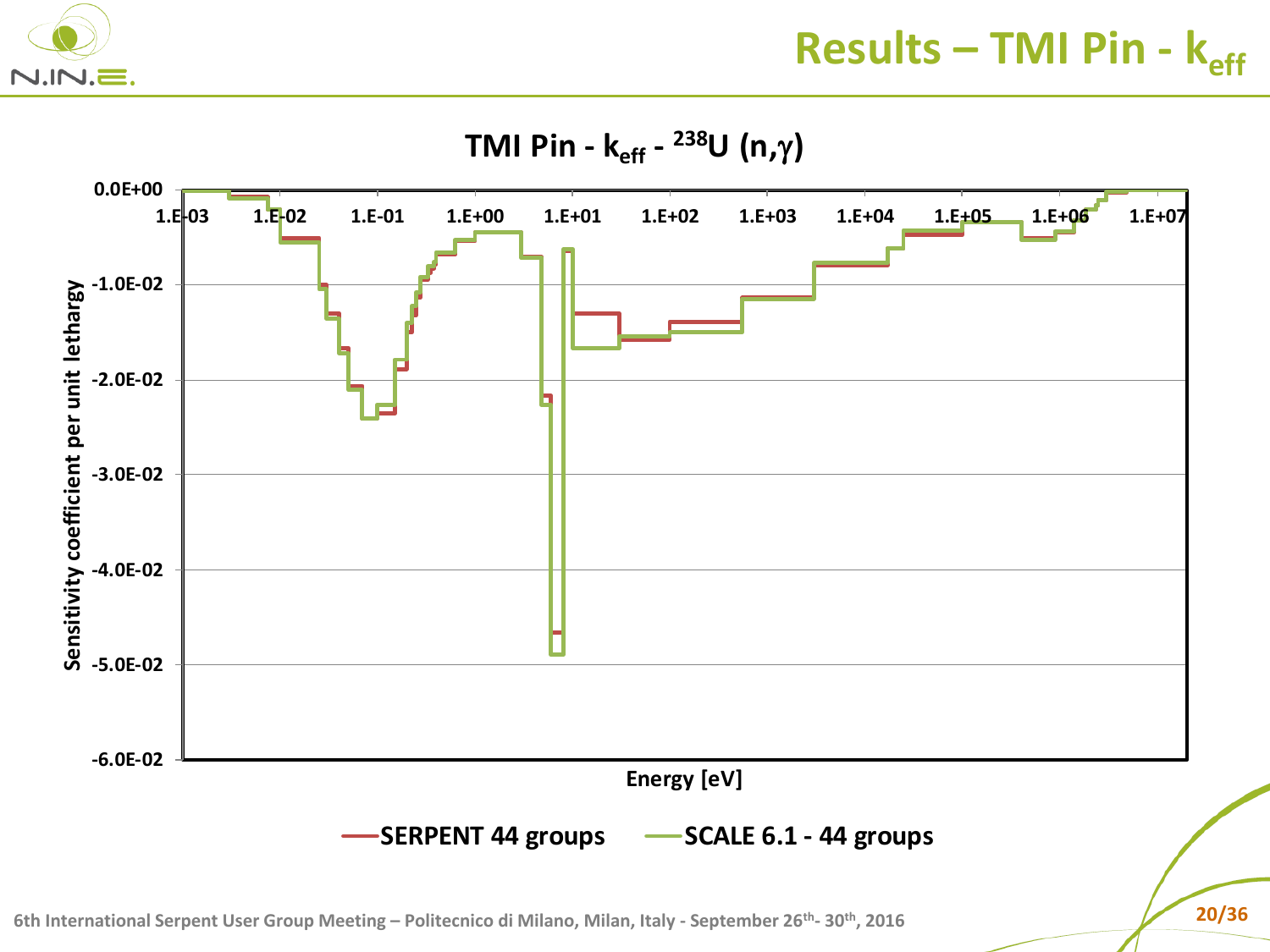# Results – TMI Pin - $k_{eff}$

**TMI Pin - $k_{eff}$ - $^{238}U$ $(n,\gamma)$**

Sensitivity coefficient per unit lethargy

Energy [eV]

SERPENT 44 groups — SCALE 6.1 - 44 groups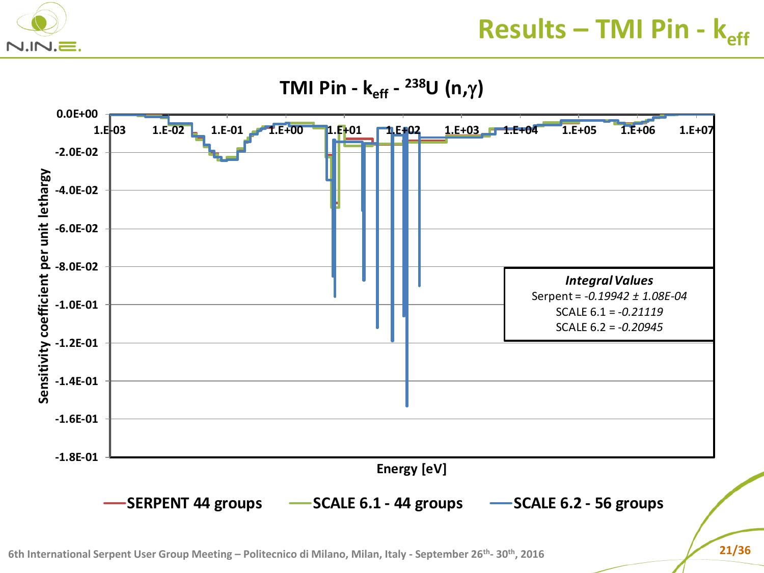# Results – TMI Pin - $k_{eff}$

## TMI Pin - $k_{eff}$ - $^{238}U$ (n,γ)

Sensitivity coefficient per unit lethargy (y-axis: 0.0E+00 to -1.8E-01) vs. Energy [eV] (x-axis: 1.E-03 to 1.E+07)

Legend: SERPENT 44 groups; SCALE 6.1 - 44 groups; SCALE 6.2 - 56 groups

***Integral Values***

Serpent = *-0.19942 ± 1.08E-04*

SCALE 6.1 = *-0.21119*

SCALE 6.2 = *-0.20945*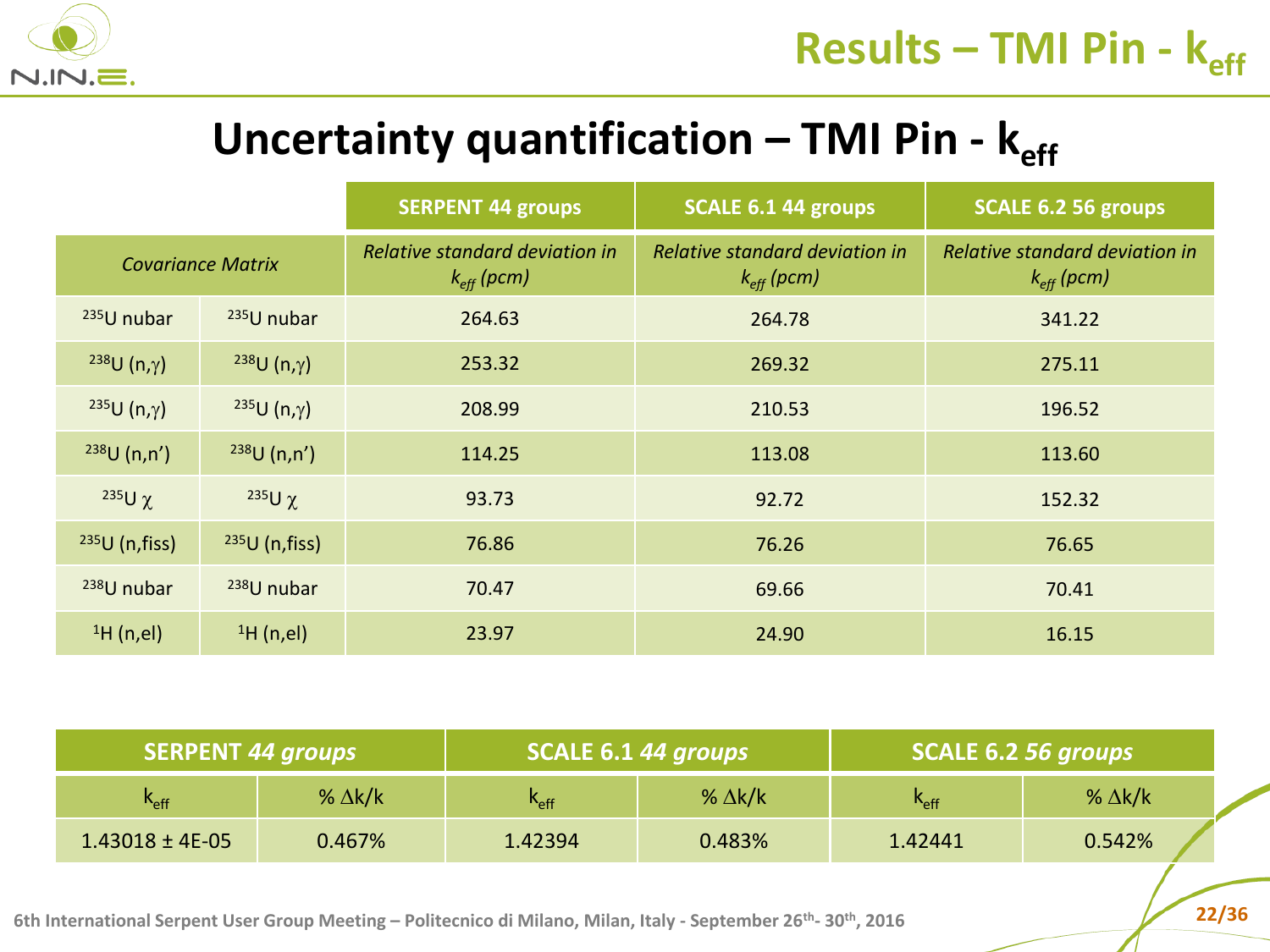# Results – TMI Pin - $k_{eff}$

## Uncertainty quantification – TMI Pin - $k_{eff}$

| Covariance Matrix | | SERPENT 44 groups | SCALE 6.1 44 groups | SCALE 6.2 56 groups |
|---|---|---|---|---|
| | | *Relative standard deviation in $k_{eff}$ (pcm)* | *Relative standard deviation in $k_{eff}$ (pcm)* | *Relative standard deviation in $k_{eff}$ (pcm)* |
| $^{235}$U nubar | $^{235}$U nubar | 264.63 | 264.78 | 341.22 |
| $^{238}$U (n,$\gamma$) | $^{238}$U (n,$\gamma$) | 253.32 | 269.32 | 275.11 |
| $^{235}$U (n,$\gamma$) | $^{235}$U (n,$\gamma$) | 208.99 | 210.53 | 196.52 |
| $^{238}$U (n,n') | $^{238}$U (n,n') | 114.25 | 113.08 | 113.60 |
| $^{235}$U $\chi$ | $^{235}$U $\chi$ | 93.73 | 92.72 | 152.32 |
| $^{235}$U (n,fiss) | $^{235}$U (n,fiss) | 76.86 | 76.26 | 76.65 |
| $^{238}$U nubar | $^{238}$U nubar | 70.47 | 69.66 | 70.41 |
| $^{1}$H (n,el) | $^{1}$H (n,el) | 23.97 | 24.90 | 16.15 |

| SERPENT *44 groups* | | SCALE 6.1 *44 groups* | | SCALE 6.2 *56 groups* | |
|---|---|---|---|---|---|
| $k_{eff}$ | % $\Delta$k/k | $k_{eff}$ | % $\Delta$k/k | $k_{eff}$ | % $\Delta$k/k |
| 1.43018 ± 4E-05 | 0.467% | 1.42394 | 0.483% | 1.42441 | 0.542% |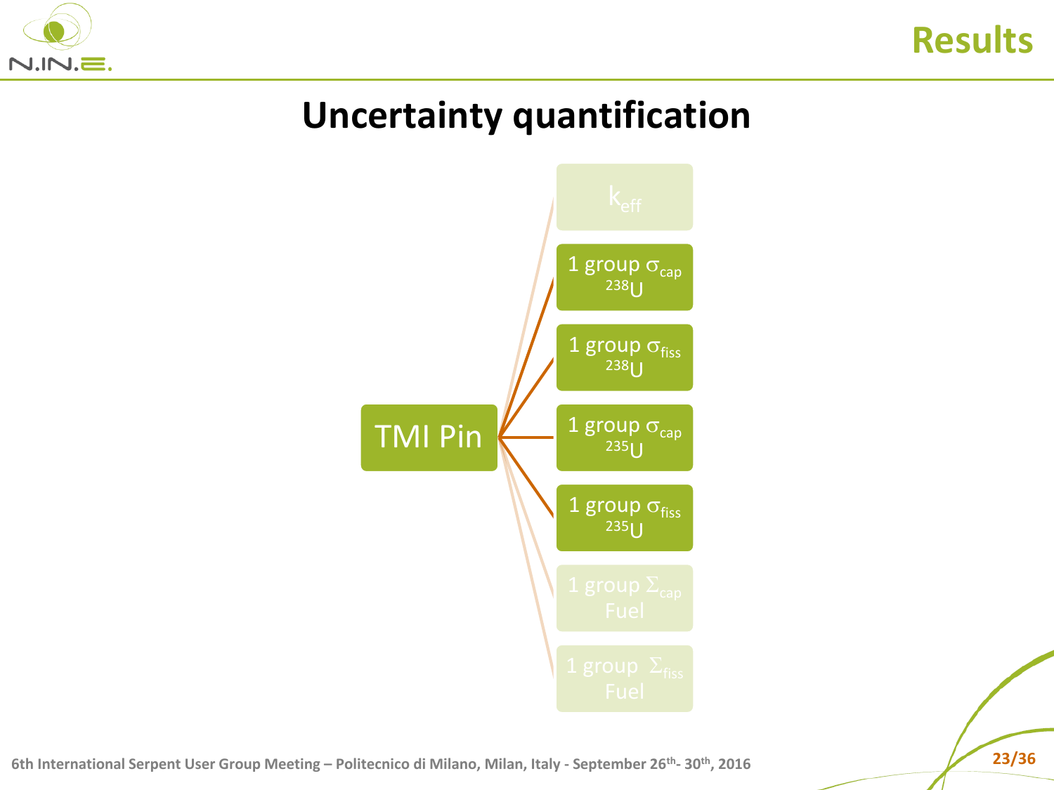# Results

## Uncertainty quantification

- TMI Pin
  - $k_{eff}$
  - 1 group $\sigma_{cap}$ $^{238}U$
  - 1 group $\sigma_{fiss}$ $^{238}U$
  - 1 group $\sigma_{cap}$ $^{235}U$
  - 1 group $\sigma_{fiss}$ $^{235}U$
  - 1 group $\Sigma_{cap}$ Fuel
  - 1 group $\Sigma_{fiss}$ Fuel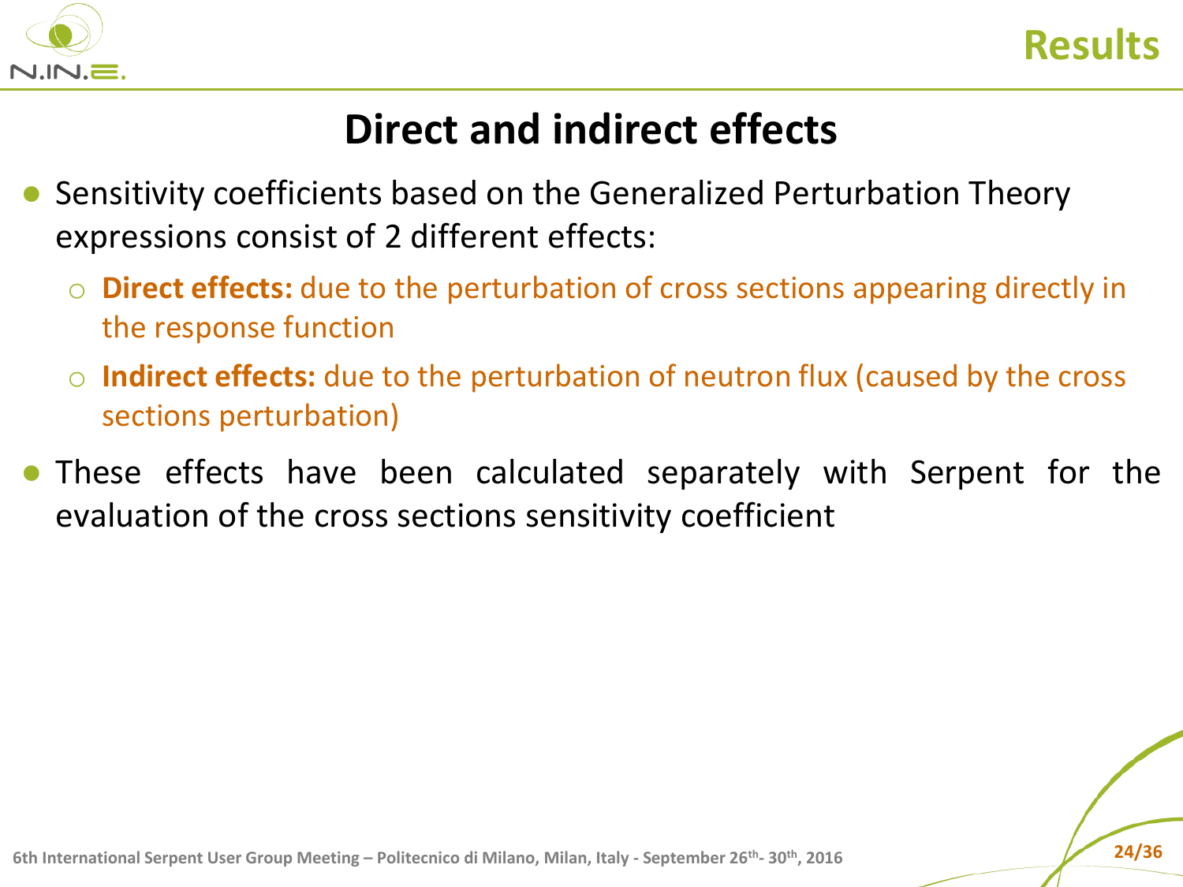# Results

## Direct and indirect effects

- Sensitivity coefficients based on the Generalized Perturbation Theory expressions consist of 2 different effects:
  - **Direct effects:** due to the perturbation of cross sections appearing directly in the response function
  - **Indirect effects:** due to the perturbation of neutron flux (caused by the cross sections perturbation)
- These effects have been calculated separately with Serpent for the evaluation of the cross sections sensitivity coefficient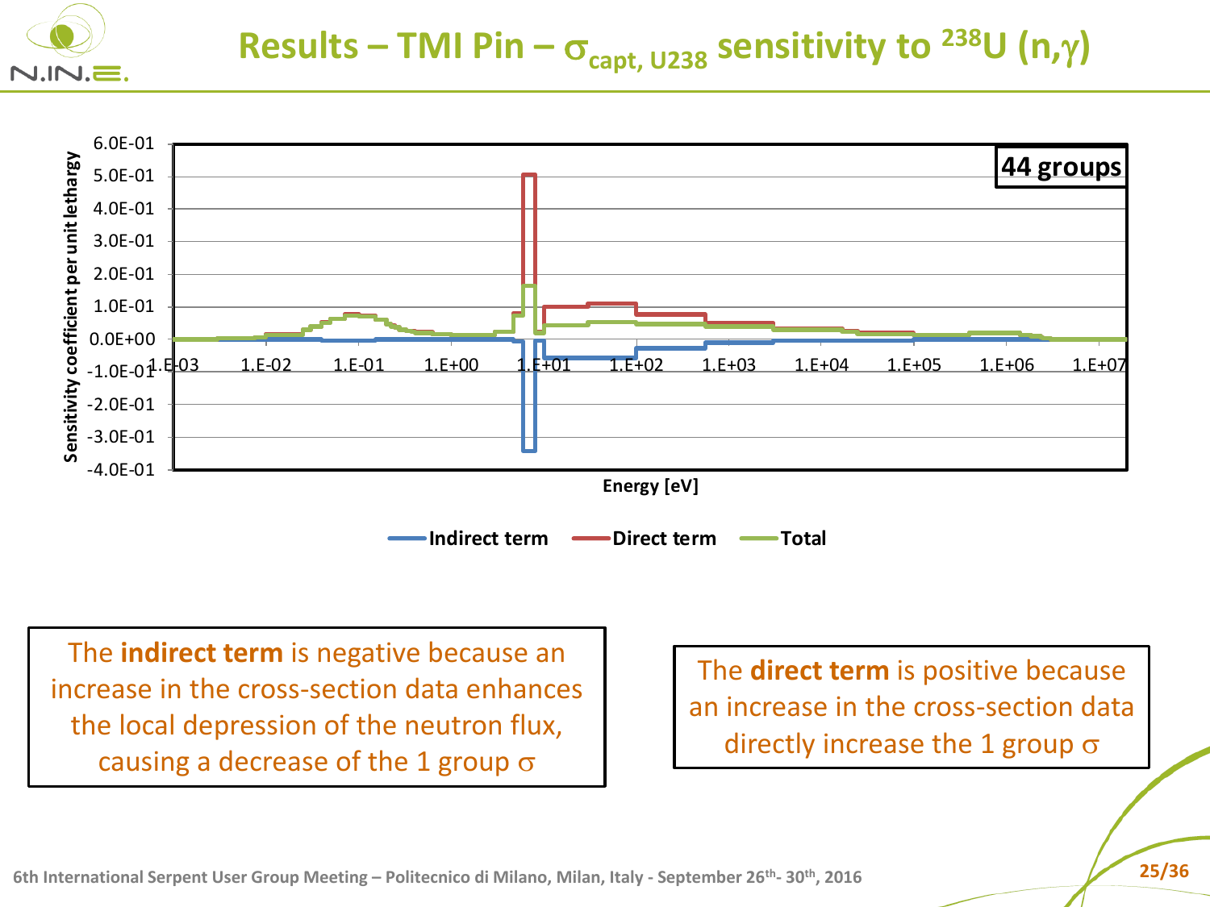# Results – TMI Pin – $\sigma_{capt, U238}$ sensitivity to $^{238}U$ (n,$\gamma$)

The **indirect term** is negative because an increase in the cross-section data enhances the local depression of the neutron flux, causing a decrease of the 1 group $\sigma$

The **direct term** is positive because an increase in the cross-section data directly increase the 1 group $\sigma$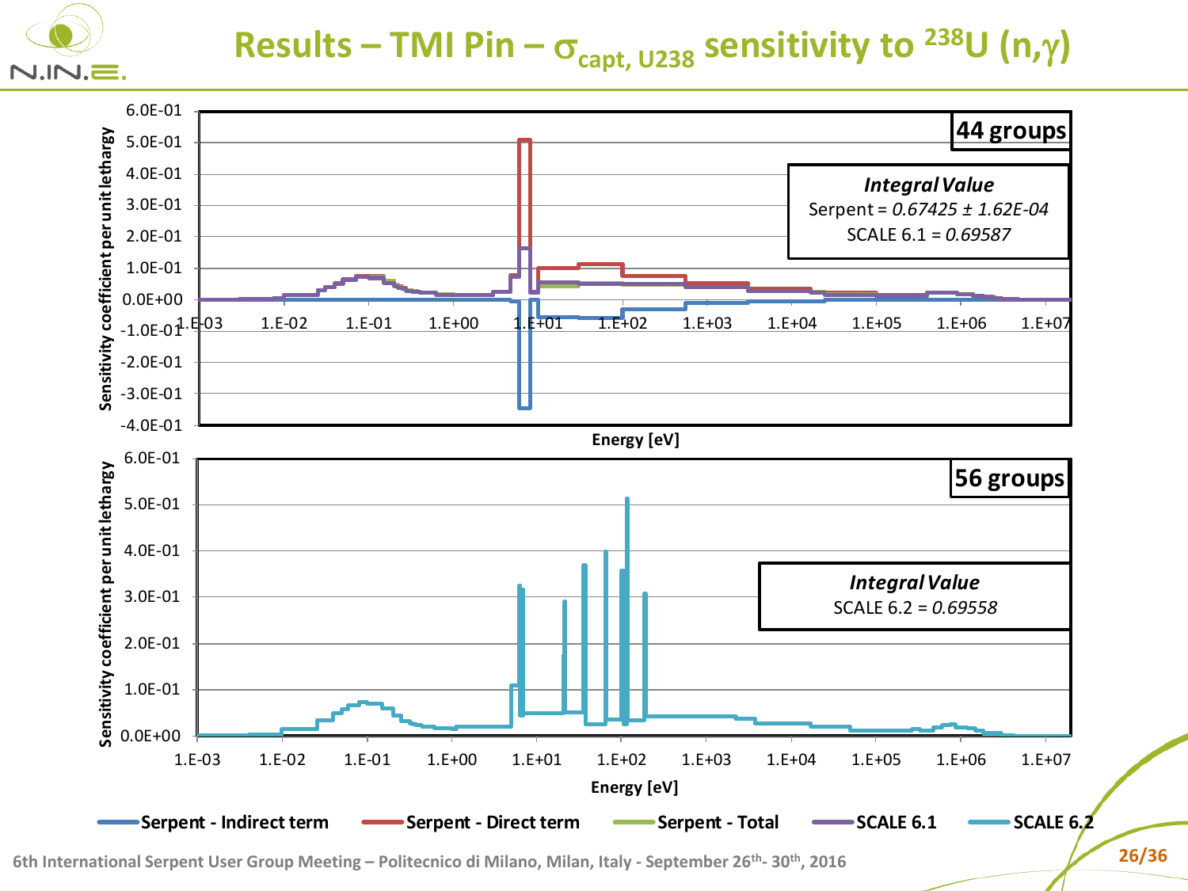# Results – TMI Pin – $\sigma_{capt, U238}$ sensitivity to $^{238}$U (n,$\gamma$)

**44 groups**

*Integral Value*

Serpent = *0.67425 ± 1.62E-04*

SCALE 6.1 = *0.69587*

**56 groups**

*Integral Value*

SCALE 6.2 = *0.69558*

Sensitivity coefficient per unit lethargy vs. Energy [eV]

Legend: Serpent - Indirect term, Serpent - Direct term, Serpent - Total, SCALE 6.1, SCALE 6.2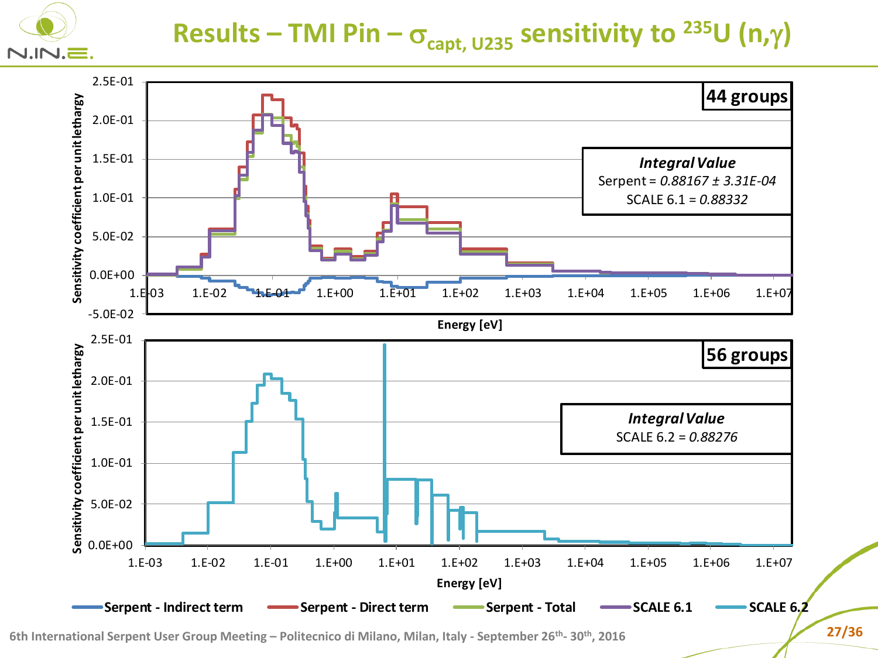# Results – TMI Pin – $\sigma_{capt, U235}$ sensitivity to $^{235}U$ (n,$\gamma$)

**44 groups**

*Integral Value*
Serpent = *0.88167 ± 3.31E-04*
SCALE 6.1 = *0.88332*

**56 groups**

*Integral Value*
SCALE 6.2 = *0.88276*

Sensitivity coefficient per unit lethargy vs. Energy [eV]

Serpent - Indirect term | Serpent - Direct term | Serpent - Total | SCALE 6.1 | SCALE 6.2

6th International Serpent User Group Meeting – Politecnico di Milano, Milan, Italy - September 26th- 30th, 2016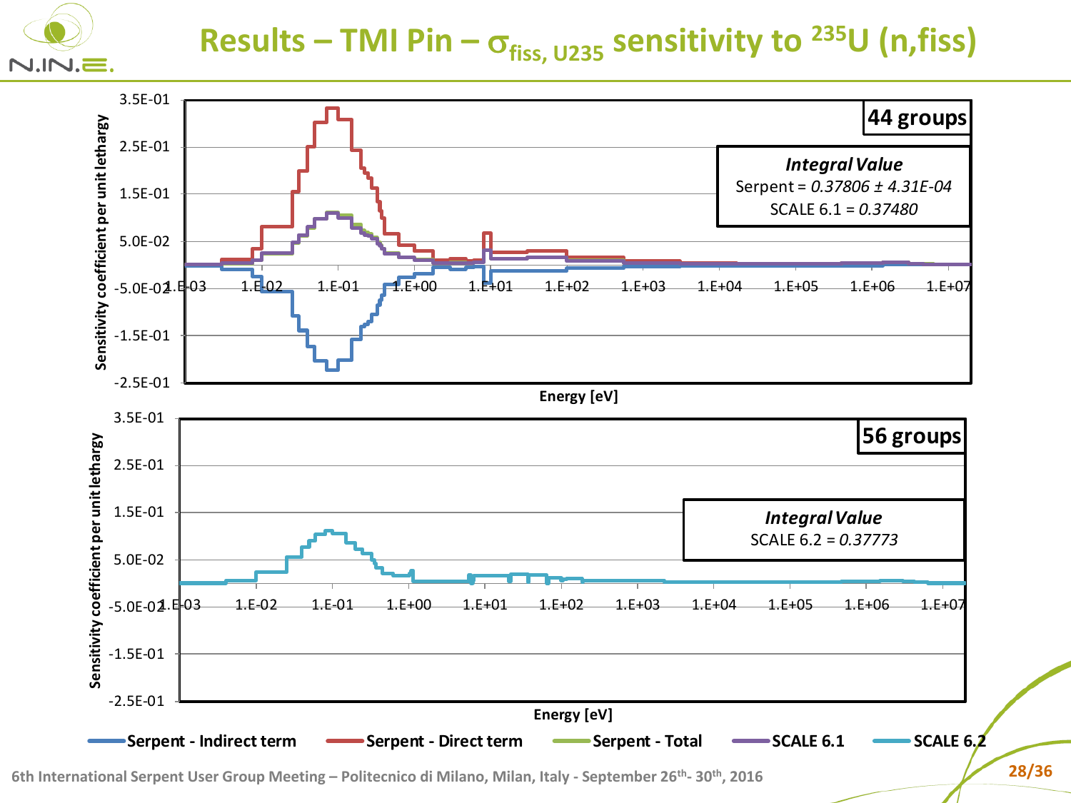# Results – TMI Pin – $\sigma_{fiss, U235}$ sensitivity to $^{235}U$ (n,fiss)

**44 groups**

*Integral Value*
Serpent = *0.37806 ± 4.31E-04*
SCALE 6.1 = *0.37480*

**56 groups**

*Integral Value*
SCALE 6.2 = *0.37773*

Legend: Serpent - Indirect term; Serpent - Direct term; Serpent - Total; SCALE 6.1; SCALE 6.2

Axes: Sensitivity coefficient per unit lethargy vs. Energy [eV]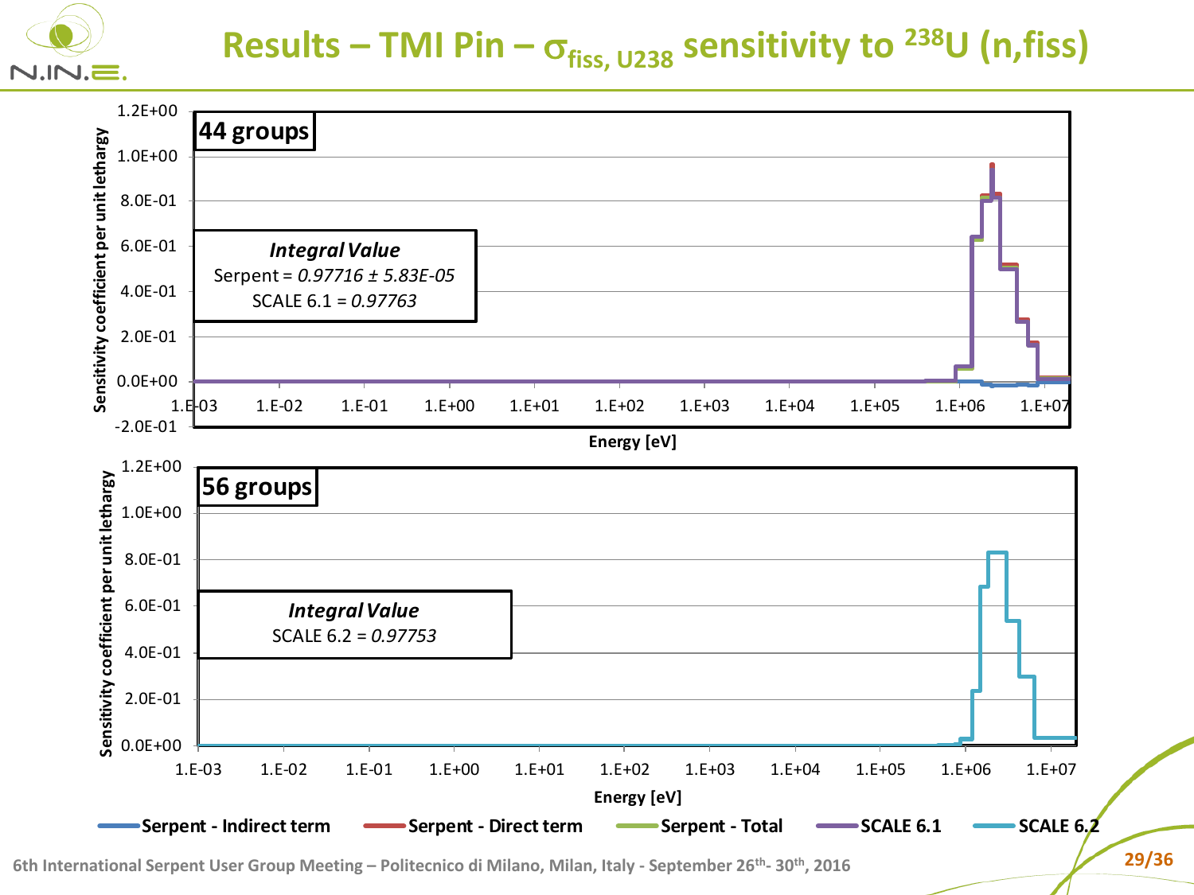# Results – TMI Pin – $\sigma_{fiss,\,U238}$ sensitivity to $^{238}$U (n,fiss)

**44 groups**

*Integral Value*
Serpent = *0.97716 ± 5.83E-05*
SCALE 6.1 = *0.97763*

**56 groups**

*Integral Value*
SCALE 6.2 = *0.97753*

Sensitivity coefficient per unit lethargy vs. Energy [eV]

Legend: Serpent - Indirect term, Serpent - Direct term, Serpent - Total, SCALE 6.1, SCALE 6.2

6th International Serpent User Group Meeting – Politecnico di Milano, Milan, Italy - September 26th- 30th, 2016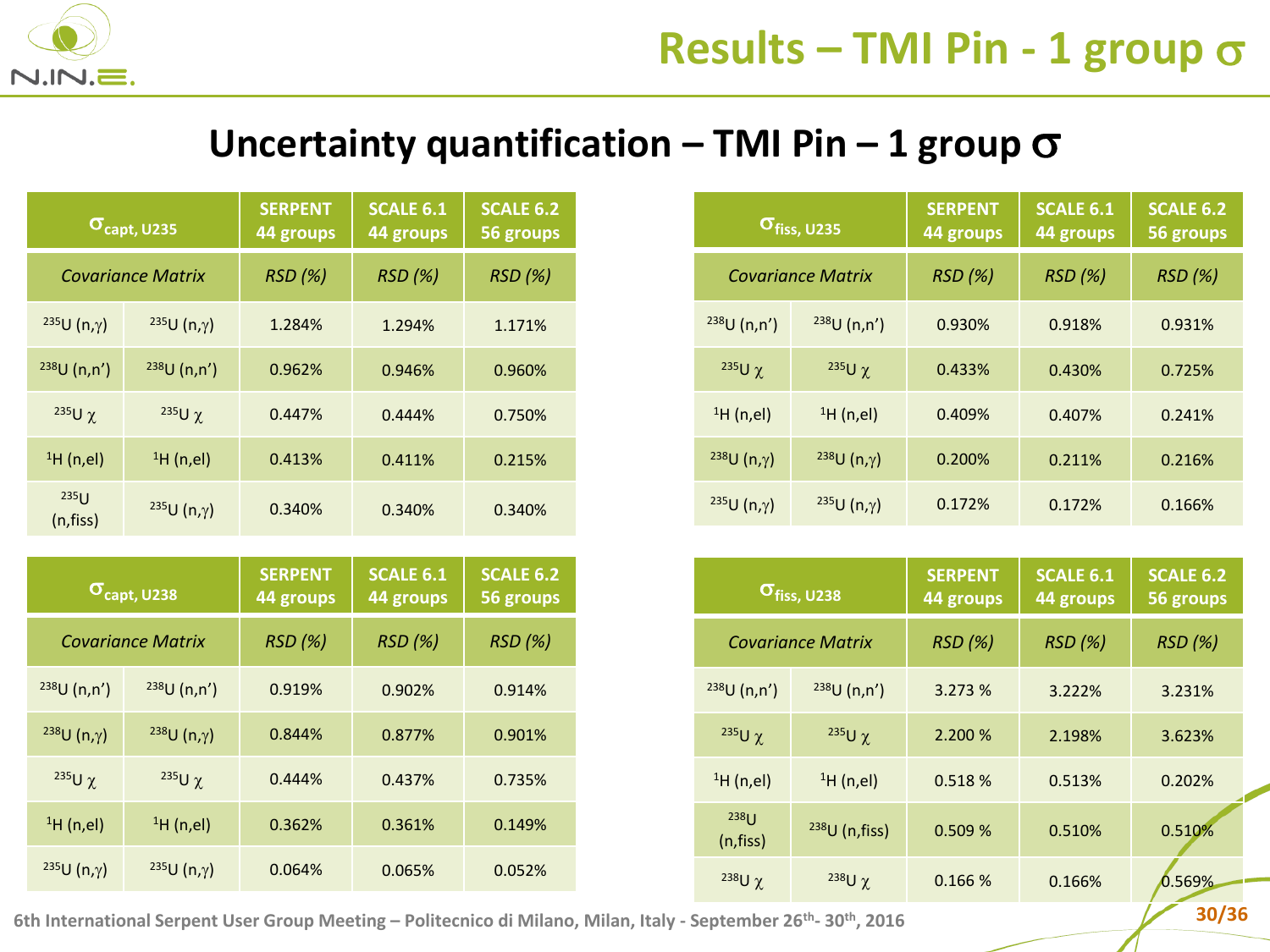# Results – TMI Pin - 1 group σ

## Uncertainty quantification – TMI Pin – 1 group σ

| $\sigma_{capt, U235}$ | | SERPENT 44 groups | SCALE 6.1 44 groups | SCALE 6.2 56 groups |
|---|---|---|---|---|
| *Covariance Matrix* | | *RSD (%)* | *RSD (%)* | *RSD (%)* |
| $^{235}U$ (n,γ) | $^{235}U$ (n,γ) | 1.284% | 1.294% | 1.171% |
| $^{238}U$ (n,n') | $^{238}U$ (n,n') | 0.962% | 0.946% | 0.960% |
| $^{235}U$ χ | $^{235}U$ χ | 0.447% | 0.444% | 0.750% |
| $^{1}H$ (n,el) | $^{1}H$ (n,el) | 0.413% | 0.411% | 0.215% |
| $^{235}U$ (n,fiss) | $^{235}U$ (n,γ) | 0.340% | 0.340% | 0.340% |

| $\sigma_{fiss, U235}$ | | SERPENT 44 groups | SCALE 6.1 44 groups | SCALE 6.2 56 groups |
|---|---|---|---|---|
| *Covariance Matrix* | | *RSD (%)* | *RSD (%)* | *RSD (%)* |
| $^{238}U$ (n,n') | $^{238}U$ (n,n') | 0.930% | 0.918% | 0.931% |
| $^{235}U$ χ | $^{235}U$ χ | 0.433% | 0.430% | 0.725% |
| $^{1}H$ (n,el) | $^{1}H$ (n,el) | 0.409% | 0.407% | 0.241% |
| $^{238}U$ (n,γ) | $^{238}U$ (n,γ) | 0.200% | 0.211% | 0.216% |
| $^{235}U$ (n,γ) | $^{235}U$ (n,γ) | 0.172% | 0.172% | 0.166% |

| $\sigma_{capt, U238}$ | | SERPENT 44 groups | SCALE 6.1 44 groups | SCALE 6.2 56 groups |
|---|---|---|---|---|
| *Covariance Matrix* | | *RSD (%)* | *RSD (%)* | *RSD (%)* |
| $^{238}U$ (n,n') | $^{238}U$ (n,n') | 0.919% | 0.902% | 0.914% |
| $^{238}U$ (n,γ) | $^{238}U$ (n,γ) | 0.844% | 0.877% | 0.901% |
| $^{235}U$ χ | $^{235}U$ χ | 0.444% | 0.437% | 0.735% |
| $^{1}H$ (n,el) | $^{1}H$ (n,el) | 0.362% | 0.361% | 0.149% |
| $^{235}U$ (n,γ) | $^{235}U$ (n,γ) | 0.064% | 0.065% | 0.052% |

| $\sigma_{fiss, U238}$ | | SERPENT 44 groups | SCALE 6.1 44 groups | SCALE 6.2 56 groups |
|---|---|---|---|---|
| *Covariance Matrix* | | *RSD (%)* | *RSD (%)* | *RSD (%)* |
| $^{238}U$ (n,n') | $^{238}U$ (n,n') | 3.273 % | 3.222% | 3.231% |
| $^{235}U$ χ | $^{235}U$ χ | 2.200 % | 2.198% | 3.623% |
| $^{1}H$ (n,el) | $^{1}H$ (n,el) | 0.518 % | 0.513% | 0.202% |
| $^{238}U$ (n,fiss) | $^{238}U$ (n,fiss) | 0.509 % | 0.510% | 0.510% |
| $^{238}U$ χ | $^{238}U$ χ | 0.166 % | 0.166% | 0.569% |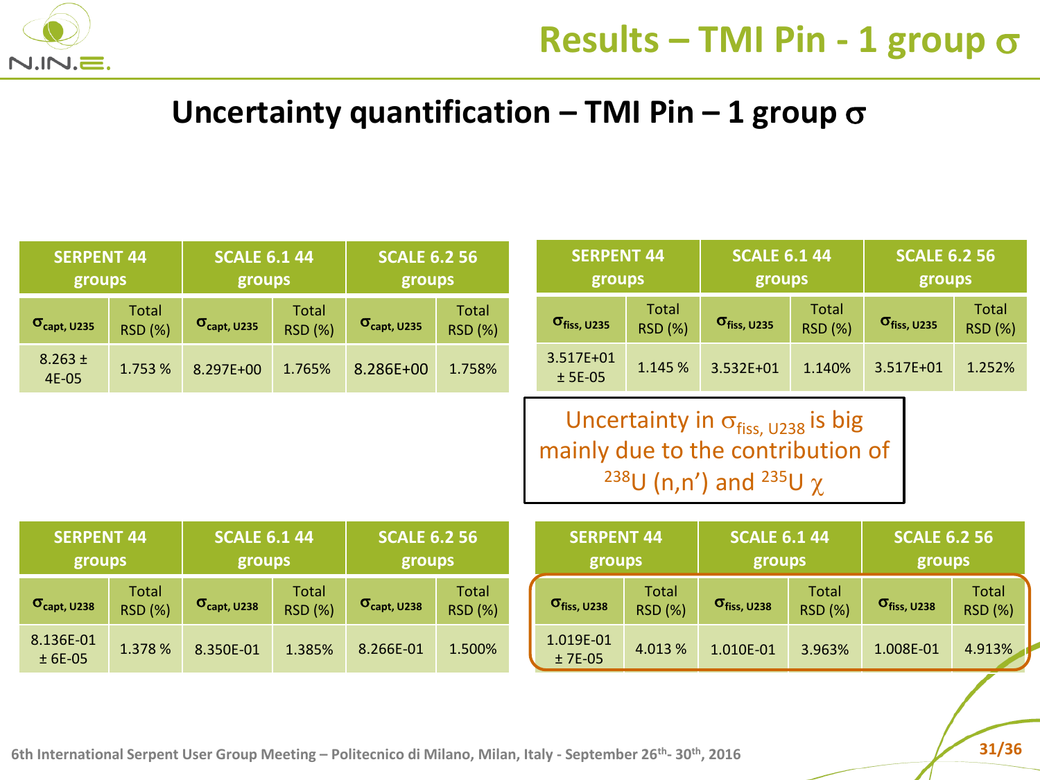# Results – TMI Pin - 1 group $\sigma$

## Uncertainty quantification – TMI Pin – 1 group $\sigma$

| SERPENT 44 groups | | SCALE 6.1 44 groups | | SCALE 6.2 56 groups | |
|---|---|---|---|---|---|
| $\sigma_{capt, U235}$ | Total RSD (%) | $\sigma_{capt, U235}$ | Total RSD (%) | $\sigma_{capt, U235}$ | Total RSD (%) |
| 8.263 ± 4E-05 | 1.753 % | 8.297E+00 | 1.765% | 8.286E+00 | 1.758% |

| SERPENT 44 groups | | SCALE 6.1 44 groups | | SCALE 6.2 56 groups | |
|---|---|---|---|---|---|
| $\sigma_{fiss, U235}$ | Total RSD (%) | $\sigma_{fiss, U235}$ | Total RSD (%) | $\sigma_{fiss, U235}$ | Total RSD (%) |
| 3.517E+01 ± 5E-05 | 1.145 % | 3.532E+01 | 1.140% | 3.517E+01 | 1.252% |

Uncertainty in $\sigma_{fiss, U238}$ is big mainly due to the contribution of $^{238}U$ (n,n') and $^{235}U$ $\chi$

| SERPENT 44 groups | | SCALE 6.1 44 groups | | SCALE 6.2 56 groups | |
|---|---|---|---|---|---|
| $\sigma_{capt, U238}$ | Total RSD (%) | $\sigma_{capt, U238}$ | Total RSD (%) | $\sigma_{capt, U238}$ | Total RSD (%) |
| 8.136E-01 ± 6E-05 | 1.378 % | 8.350E-01 | 1.385% | 8.266E-01 | 1.500% |

| SERPENT 44 groups | | SCALE 6.1 44 groups | | SCALE 6.2 56 groups | |
|---|---|---|---|---|---|
| $\sigma_{fiss, U238}$ | Total RSD (%) | $\sigma_{fiss, U238}$ | Total RSD (%) | $\sigma_{fiss, U238}$ | Total RSD (%) |
| 1.019E-01 ± 7E-05 | 4.013 % | 1.010E-01 | 3.963% | 1.008E-01 | 4.913% |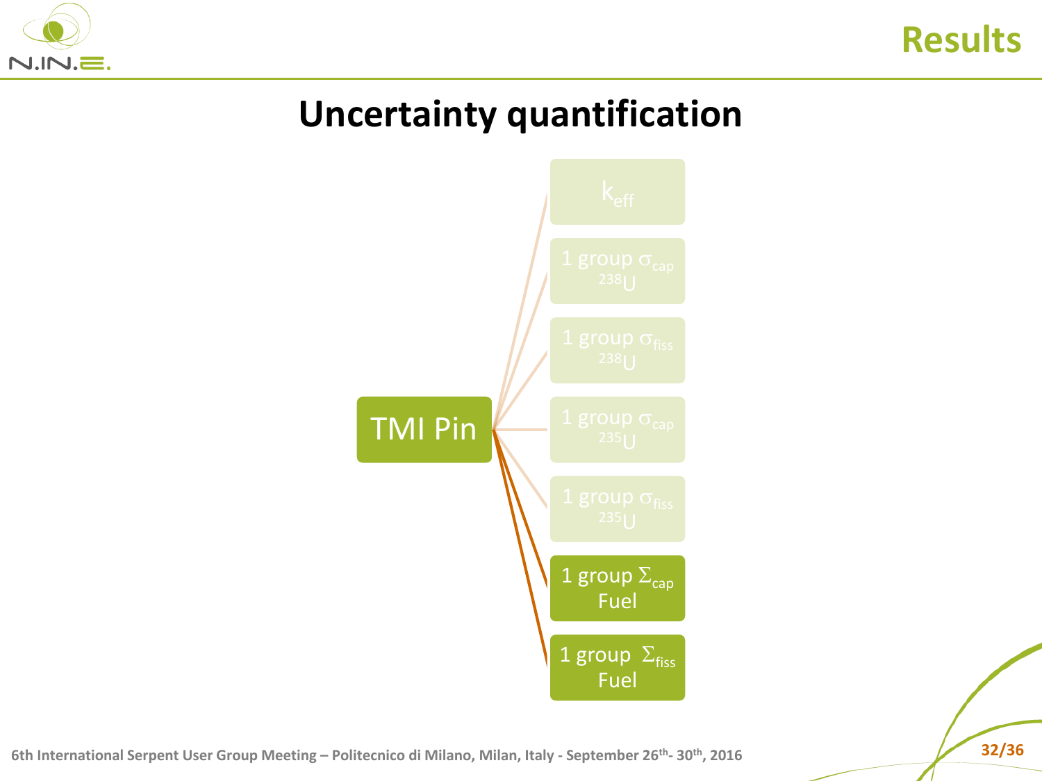# Results

## Uncertainty quantification

TMI Pin

- $k_{eff}$
- 1 group $\sigma_{cap}$ $^{238}U$
- 1 group $\sigma_{fiss}$ $^{238}U$
- 1 group $\sigma_{cap}$ $^{235}U$
- 1 group $\sigma_{fiss}$ $^{235}U$
- 1 group $\Sigma_{cap}$ Fuel
- 1 group $\Sigma_{fiss}$ Fuel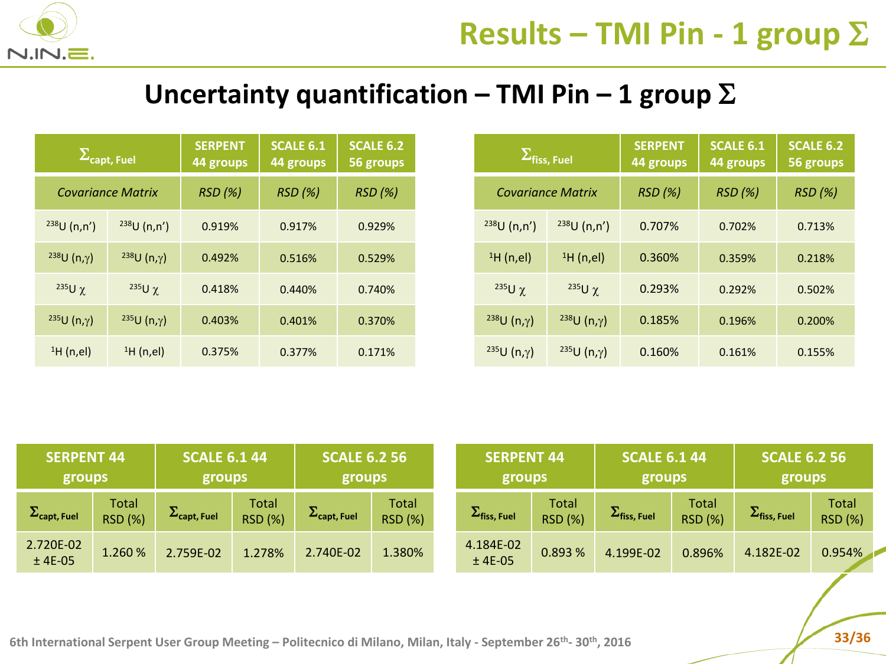# Results – TMI Pin - 1 group Σ

## Uncertainty quantification – TMI Pin – 1 group Σ

| $\Sigma_{capt, Fuel}$ | | SERPENT 44 groups | SCALE 6.1 44 groups | SCALE 6.2 56 groups |
|---|---|---|---|---|
| *Covariance Matrix* | | *RSD (%)* | *RSD (%)* | *RSD (%)* |
| $^{238}U$ (n,n') | $^{238}U$ (n,n') | 0.919% | 0.917% | 0.929% |
| $^{238}U$ (n,γ) | $^{238}U$ (n,γ) | 0.492% | 0.516% | 0.529% |
| $^{235}U$ χ | $^{235}U$ χ | 0.418% | 0.440% | 0.740% |
| $^{235}U$ (n,γ) | $^{235}U$ (n,γ) | 0.403% | 0.401% | 0.370% |
| $^{1}H$ (n,el) | $^{1}H$ (n,el) | 0.375% | 0.377% | 0.171% |

| $\Sigma_{fiss, Fuel}$ | | SERPENT 44 groups | SCALE 6.1 44 groups | SCALE 6.2 56 groups |
|---|---|---|---|---|
| *Covariance Matrix* | | *RSD (%)* | *RSD (%)* | *RSD (%)* |
| $^{238}U$ (n,n') | $^{238}U$ (n,n') | 0.707% | 0.702% | 0.713% |
| $^{1}H$ (n,el) | $^{1}H$ (n,el) | 0.360% | 0.359% | 0.218% |
| $^{235}U$ χ | $^{235}U$ χ | 0.293% | 0.292% | 0.502% |
| $^{238}U$ (n,γ) | $^{238}U$ (n,γ) | 0.185% | 0.196% | 0.200% |
| $^{235}U$ (n,γ) | $^{235}U$ (n,γ) | 0.160% | 0.161% | 0.155% |

| SERPENT 44 groups | | SCALE 6.1 44 groups | | SCALE 6.2 56 groups | |
|---|---|---|---|---|---|
| $\Sigma_{capt, Fuel}$ | Total RSD (%) | $\Sigma_{capt, Fuel}$ | Total RSD (%) | $\Sigma_{capt, Fuel}$ | Total RSD (%) |
| 2.720E-02 ± 4E-05 | 1.260 % | 2.759E-02 | 1.278% | 2.740E-02 | 1.380% |

| SERPENT 44 groups | | SCALE 6.1 44 groups | | SCALE 6.2 56 groups | |
|---|---|---|---|---|---|
| $\Sigma_{fiss, Fuel}$ | Total RSD (%) | $\Sigma_{fiss, Fuel}$ | Total RSD (%) | $\Sigma_{fiss, Fuel}$ | Total RSD (%) |
| 4.184E-02 ± 4E-05 | 0.893 % | 4.199E-02 | 0.896% | 4.182E-02 | 0.954% |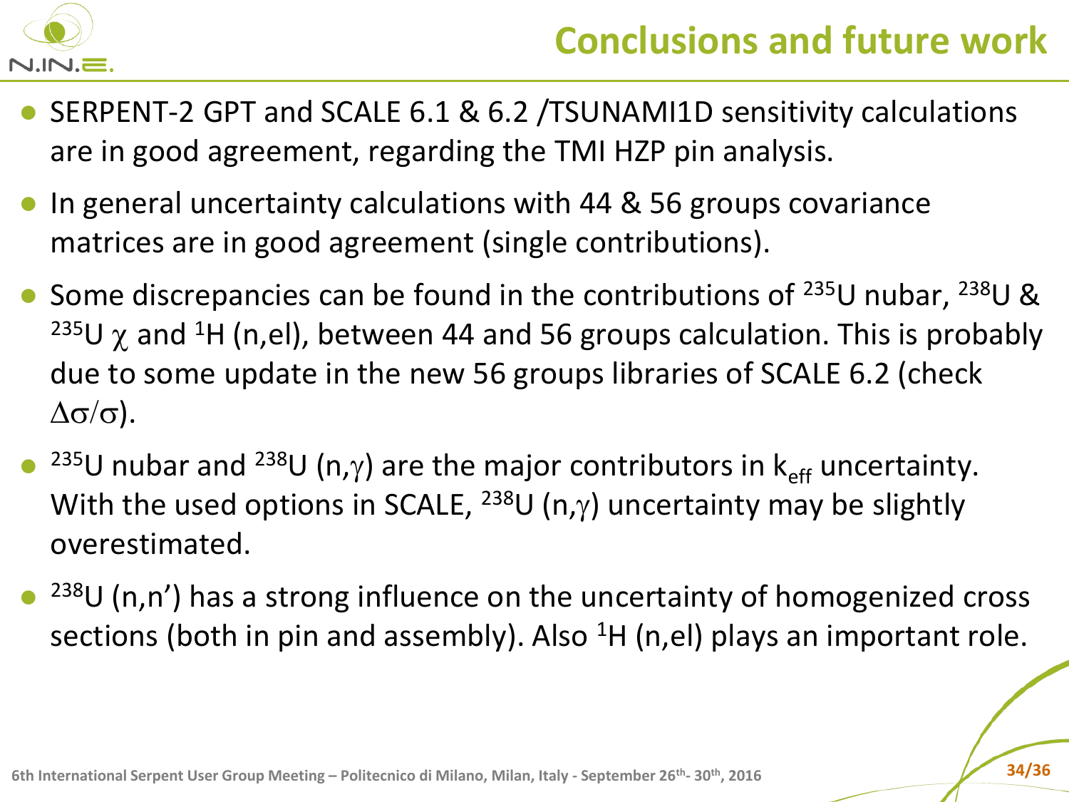# Conclusions and future work

- SERPENT-2 GPT and SCALE 6.1 & 6.2 /TSUNAMI1D sensitivity calculations are in good agreement, regarding the TMI HZP pin analysis.
- In general uncertainty calculations with 44 & 56 groups covariance matrices are in good agreement (single contributions).
- Some discrepancies can be found in the contributions of $^{235}$U nubar, $^{238}$U & $^{235}$U $\chi$ and $^{1}$H (n,el), between 44 and 56 groups calculation. This is probably due to some update in the new 56 groups libraries of SCALE 6.2 (check $\Delta\sigma/\sigma$).
- $^{235}$U nubar and $^{238}$U (n,$\gamma$) are the major contributors in $k_{eff}$ uncertainty. With the used options in SCALE, $^{238}$U (n,$\gamma$) uncertainty may be slightly overestimated.
- $^{238}$U (n,n') has a strong influence on the uncertainty of homogenized cross sections (both in pin and assembly). Also $^{1}$H (n,el) plays an important role.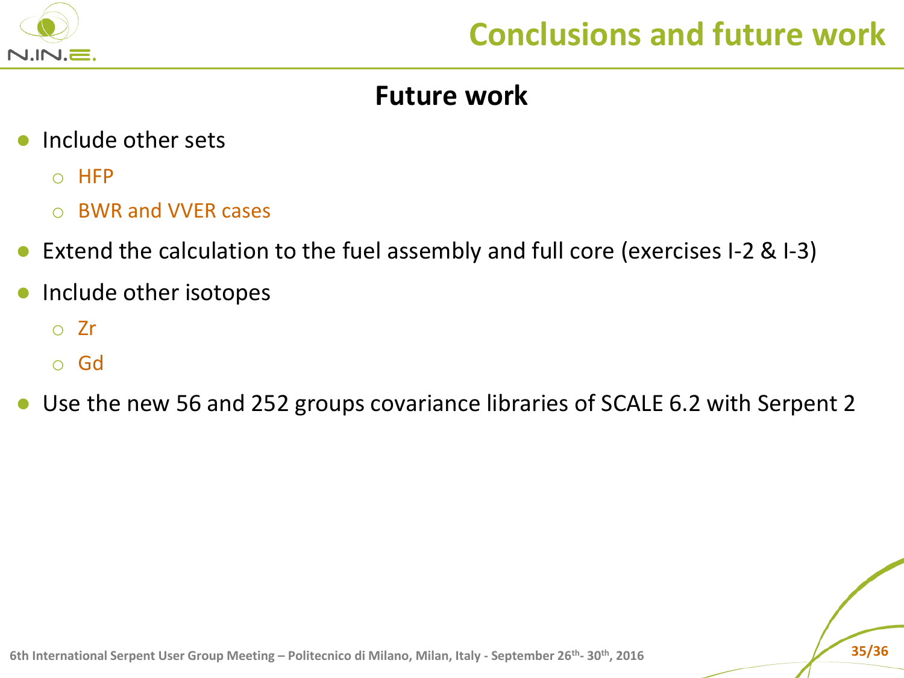# Conclusions and future work

## Future work

- Include other sets
  - HFP
  - BWR and VVER cases
- Extend the calculation to the fuel assembly and full core (exercises I-2 & I-3)
- Include other isotopes
  - Zr
  - Gd
- Use the new 56 and 252 groups covariance libraries of SCALE 6.2 with Serpent 2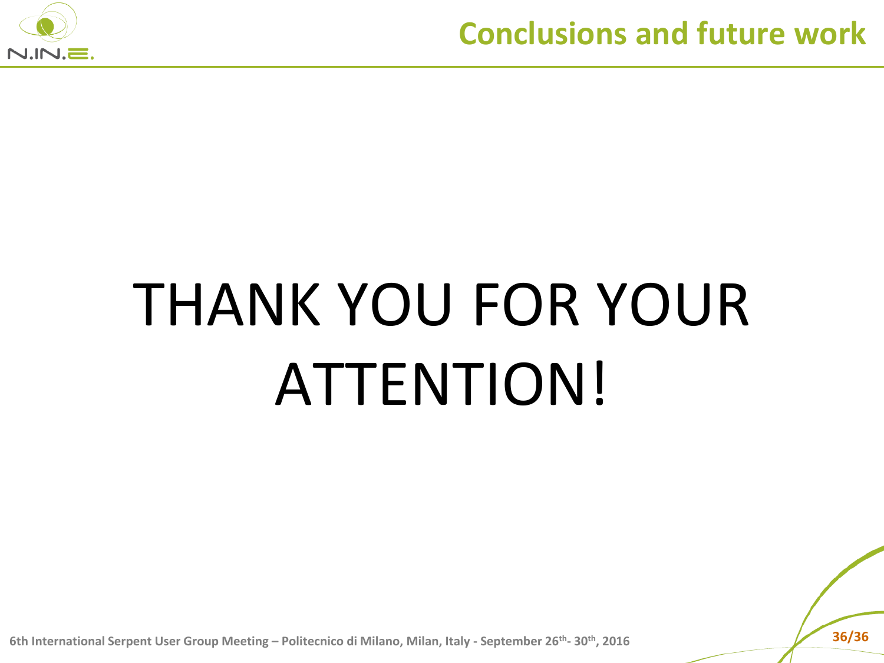## Conclusions and future work

# THANK YOU FOR YOUR ATTENTION!